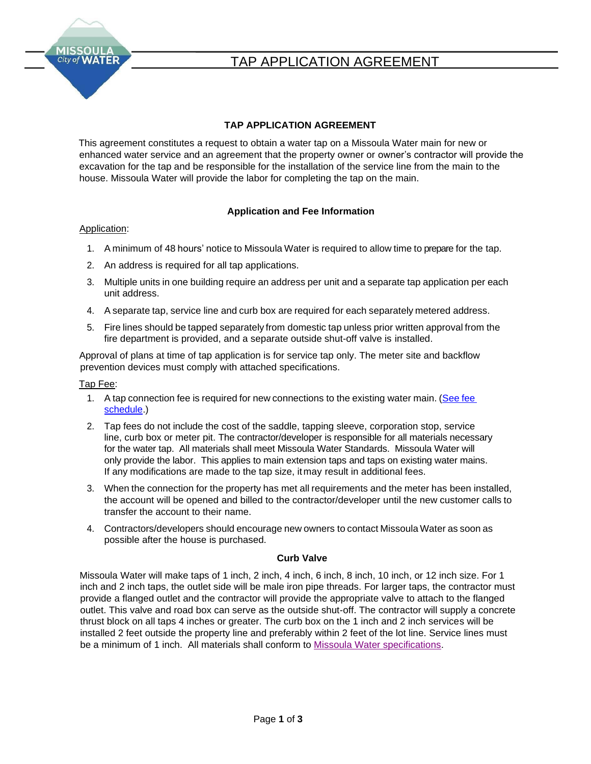# TAP APPLICATION AGREEMENT

## TAP APPLICATION AGREEMENT

This agreement constitutes a request to obtain a water tap on a Missoula Water main for new or enhanced water service and an agreement that the property owner or owner's contractor will provide the excavation for the tap and be responsible for the installation of the service line from the main to the house. Missoula Water will provide the labor for completing the tap on the main.

### Application and Fee Information

Application:

1. A minimum of 48 hours' notice to Missoula Water is required to allow time to prepare for the tap.
2. An address is required for all tap applications.
3. Multiple units in one building require an address per unit and a separate tap application per each unit address.
4. A separate tap, service line and curb box are required for each separately metered address.
5. Fire lines should be tapped separately from domestic tap unless prior written approval from the fire department is provided, and a separate outside shut-off valve is installed.

Approval of plans at time of tap application is for service tap only. The meter site and backflow prevention devices must comply with attached specifications.

Tap Fee:

1. A tap connection fee is required for new connections to the existing water main. (See fee schedule.)
2. Tap fees do not include the cost of the saddle, tapping sleeve, corporation stop, service line, curb box or meter pit. The contractor/developer is responsible for all materials necessary for the water tap. All materials shall meet Missoula Water Standards. Missoula Water will only provide the labor. This applies to main extension taps and taps on existing water mains. If any modifications are made to the tap size, it may result in additional fees.
3. When the connection for the property has met all requirements and the meter has been installed, the account will be opened and billed to the contractor/developer until the new customer calls to transfer the account to their name.
4. Contractors/developers should encourage new owners to contact Missoula Water as soon as possible after the house is purchased.

### Curb Valve

Missoula Water will make taps of 1 inch, 2 inch, 4 inch, 6 inch, 8 inch, 10 inch, or 12 inch size. For 1 inch and 2 inch taps, the outlet side will be male iron pipe threads. For larger taps, the contractor must provide a flanged outlet and the contractor will provide the appropriate valve to attach to the flanged outlet. This valve and road box can serve as the outside shut-off. The contractor will supply a concrete thrust block on all taps 4 inches or greater. The curb box on the 1 inch and 2 inch services will be installed 2 feet outside the property line and preferably within 2 feet of the lot line. Service lines must be a minimum of 1 inch. All materials shall conform to Missoula Water specifications.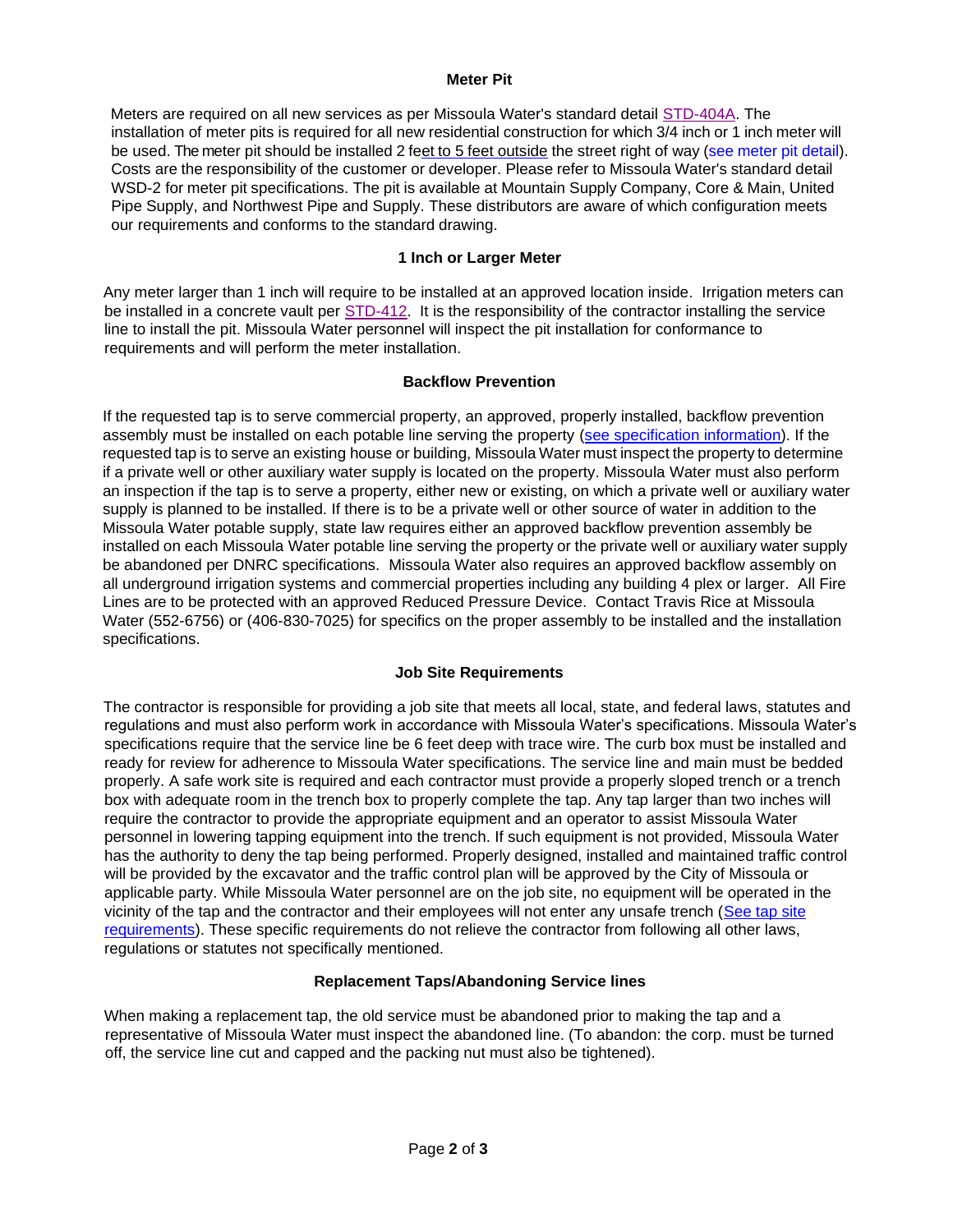## Meter Pit

Meters are required on all new services as per Missoula Water's standard detail STD-404A. The installation of meter pits is required for all new residential construction for which 3/4 inch or 1 inch meter will be used. The meter pit should be installed 2 feet to 5 feet outside the street right of way (see meter pit detail). Costs are the responsibility of the customer or developer. Please refer to Missoula Water's standard detail WSD-2 for meter pit specifications. The pit is available at Mountain Supply Company, Core & Main, United Pipe Supply, and Northwest Pipe and Supply. These distributors are aware of which configuration meets our requirements and conforms to the standard drawing.

## 1 Inch or Larger Meter

Any meter larger than 1 inch will require to be installed at an approved location inside. Irrigation meters can be installed in a concrete vault per STD-412. It is the responsibility of the contractor installing the service line to install the pit. Missoula Water personnel will inspect the pit installation for conformance to requirements and will perform the meter installation.

## Backflow Prevention

If the requested tap is to serve commercial property, an approved, properly installed, backflow prevention assembly must be installed on each potable line serving the property (see specification information). If the requested tap is to serve an existing house or building, Missoula Water must inspect the property to determine if a private well or other auxiliary water supply is located on the property. Missoula Water must also perform an inspection if the tap is to serve a property, either new or existing, on which a private well or auxiliary water supply is planned to be installed. If there is to be a private well or other source of water in addition to the Missoula Water potable supply, state law requires either an approved backflow prevention assembly be installed on each Missoula Water potable line serving the property or the private well or auxiliary water supply be abandoned per DNRC specifications. Missoula Water also requires an approved backflow assembly on all underground irrigation systems and commercial properties including any building 4 plex or larger. All Fire Lines are to be protected with an approved Reduced Pressure Device. Contact Travis Rice at Missoula Water (552-6756) or (406-830-7025) for specifics on the proper assembly to be installed and the installation specifications.

## Job Site Requirements

The contractor is responsible for providing a job site that meets all local, state, and federal laws, statutes and regulations and must also perform work in accordance with Missoula Water's specifications. Missoula Water's specifications require that the service line be 6 feet deep with trace wire. The curb box must be installed and ready for review for adherence to Missoula Water specifications. The service line and main must be bedded properly. A safe work site is required and each contractor must provide a properly sloped trench or a trench box with adequate room in the trench box to properly complete the tap. Any tap larger than two inches will require the contractor to provide the appropriate equipment and an operator to assist Missoula Water personnel in lowering tapping equipment into the trench. If such equipment is not provided, Missoula Water has the authority to deny the tap being performed. Properly designed, installed and maintained traffic control will be provided by the excavator and the traffic control plan will be approved by the City of Missoula or applicable party. While Missoula Water personnel are on the job site, no equipment will be operated in the vicinity of the tap and the contractor and their employees will not enter any unsafe trench (See tap site requirements). These specific requirements do not relieve the contractor from following all other laws, regulations or statutes not specifically mentioned.

## Replacement Taps/Abandoning Service lines

When making a replacement tap, the old service must be abandoned prior to making the tap and a representative of Missoula Water must inspect the abandoned line. (To abandon: the corp. must be turned off, the service line cut and capped and the packing nut must also be tightened).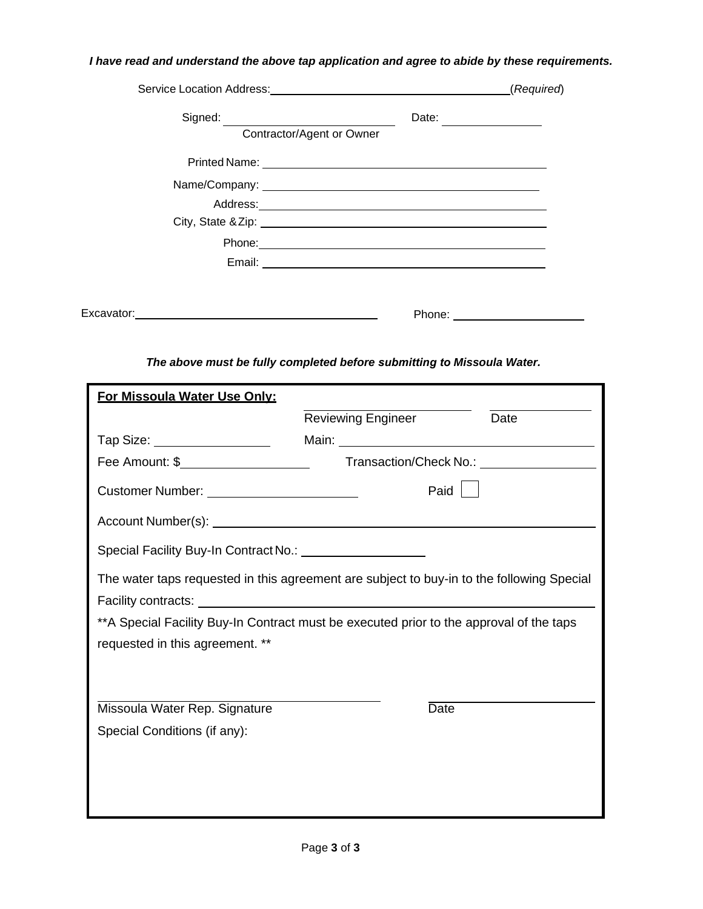***I have read and understand the above tap application and agree to abide by these requirements.***

Service Location Address: ______________________________ (*Required*)

Signed: ______________________________ Date: ______________
Contractor/Agent or Owner

Printed Name: ______________________________

Name/Company: ______________________________

Address: ______________________________

City, State & Zip: ______________________________

Phone: ______________________________

Email: ______________________________

Excavator: ______________________________ Phone: ______________________

***The above must be fully completed before submitting to Missoula Water.***

---

**For Missoula Water Use Only:**

______________________ ______________
Reviewing Engineer Date

Tap Size: ______________ Main: ______________________________

Fee Amount: $______________ Transaction/Check No.: ______________

Customer Number: ______________________ Paid ☐

Account Number(s): ______________________________

Special Facility Buy-In Contract No.: ______________________

The water taps requested in this agreement are subject to buy-in to the following Special Facility contracts: ______________________________

**A Special Facility Buy-In Contract must be executed prior to the approval of the taps requested in this agreement. **

______________________________ ______________
Missoula Water Rep. Signature Date

Special Conditions (if any):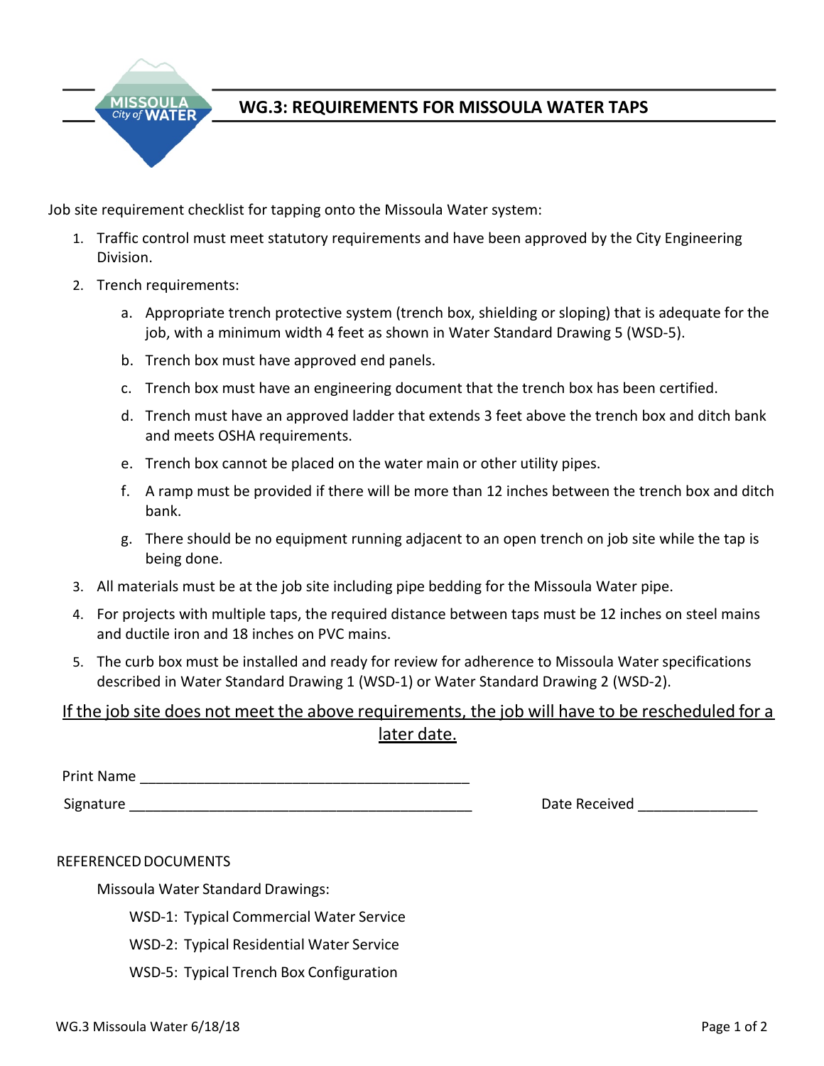# WG.3: REQUIREMENTS FOR MISSOULA WATER TAPS

Job site requirement checklist for tapping onto the Missoula Water system:

1. Traffic control must meet statutory requirements and have been approved by the City Engineering Division.
2. Trench requirements:
   a. Appropriate trench protective system (trench box, shielding or sloping) that is adequate for the job, with a minimum width 4 feet as shown in Water Standard Drawing 5 (WSD-5).
   b. Trench box must have approved end panels.
   c. Trench box must have an engineering document that the trench box has been certified.
   d. Trench must have an approved ladder that extends 3 feet above the trench box and ditch bank and meets OSHA requirements.
   e. Trench box cannot be placed on the water main or other utility pipes.
   f. A ramp must be provided if there will be more than 12 inches between the trench box and ditch bank.
   g. There should be no equipment running adjacent to an open trench on job site while the tap is being done.
3. All materials must be at the job site including pipe bedding for the Missoula Water pipe.
4. For projects with multiple taps, the required distance between taps must be 12 inches on steel mains and ductile iron and 18 inches on PVC mains.
5. The curb box must be installed and ready for review for adherence to Missoula Water specifications described in Water Standard Drawing 1 (WSD-1) or Water Standard Drawing 2 (WSD-2).

<u>If the job site does not meet the above requirements, the job will have to be rescheduled for a later date.</u>

Print Name ________________________________________

Signature __________________________________________ Date Received _______________

REFERENCED DOCUMENTS

Missoula Water Standard Drawings:

WSD-1: Typical Commercial Water Service

WSD-2: Typical Residential Water Service

WSD-5: Typical Trench Box Configuration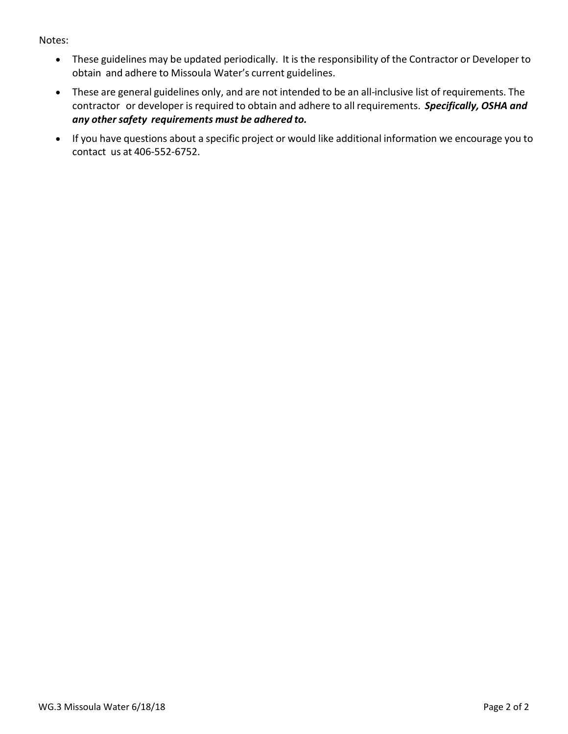Notes:

- These guidelines may be updated periodically. It is the responsibility of the Contractor or Developer to obtain and adhere to Missoula Water's current guidelines.
- These are general guidelines only, and are not intended to be an all-inclusive list of requirements. The contractor or developer is required to obtain and adhere to all requirements. ***Specifically, OSHA and any other safety requirements must be adhered to.***
- If you have questions about a specific project or would like additional information we encourage you to contact us at 406-552-6752.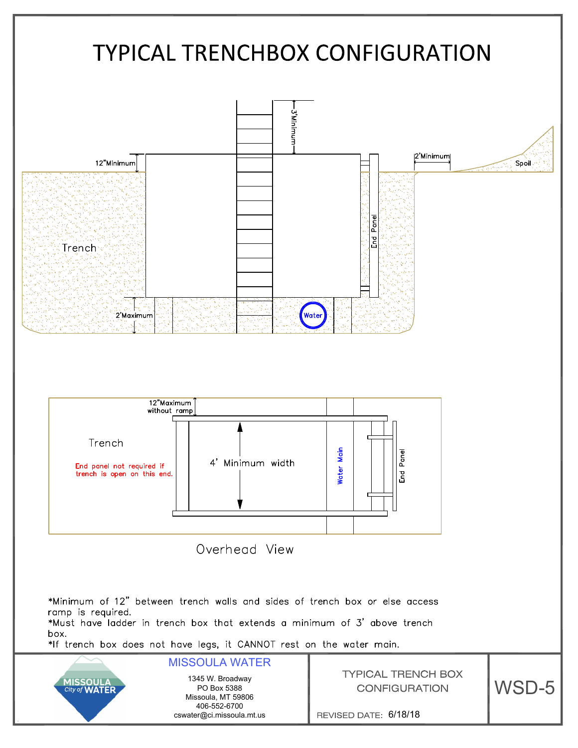# TYPICAL TRENCHBOX CONFIGURATION

3'Minimum

12"Minimum

2'Minimum

Spoil

End Panel

Trench

2'Maximum

Water

12"Maximum without ramp

Trench

End panel not required if trench is open on this end.

4' Minimum width

Water Main

End Panel

Overhead View

*Minimum of 12" between trench walls and sides of trench box or else access ramp is required.
*Must have ladder in trench box that extends a minimum of 3' above trench box.
*If trench box does not have legs, it CANNOT rest on the water main.

| MISSOULA City of WATER | MISSOULA WATER<br>1345 W. Broadway<br>PO Box 5388<br>Missoula, MT 59806<br>406-552-6700<br>cswater@ci.missoula.mt.us | TYPICAL TRENCH BOX CONFIGURATION<br>REVISED DATE: 6/18/18 | WSD-5 |
|---|---|---|---|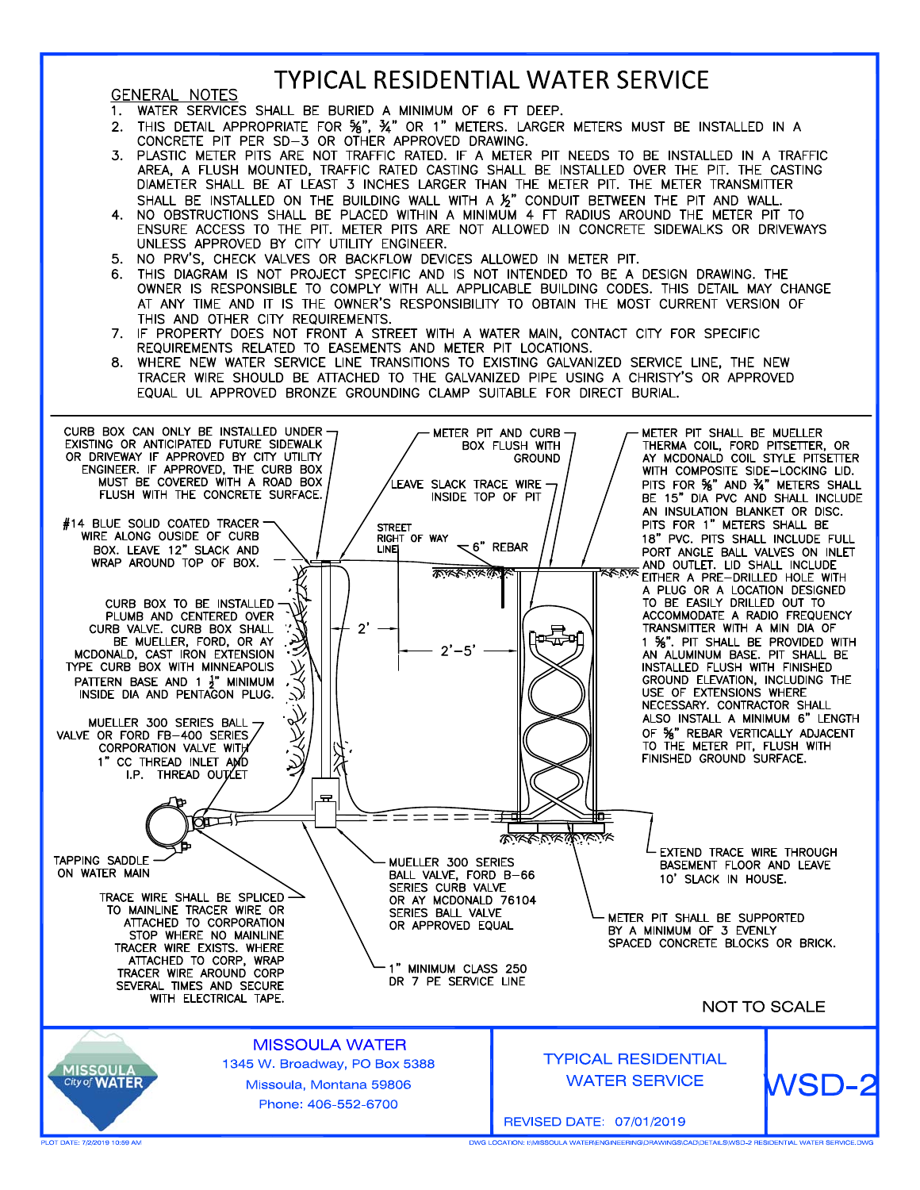# TYPICAL RESIDENTIAL WATER SERVICE

## GENERAL NOTES

1. WATER SERVICES SHALL BE BURIED A MINIMUM OF 6 FT DEEP.
2. THIS DETAIL APPROPRIATE FOR ⅝", ¾" OR 1" METERS. LARGER METERS MUST BE INSTALLED IN A CONCRETE PIT PER SD-3 OR OTHER APPROVED DRAWING.
3. PLASTIC METER PITS ARE NOT TRAFFIC RATED. IF A METER PIT NEEDS TO BE INSTALLED IN A TRAFFIC AREA, A FLUSH MOUNTED, TRAFFIC RATED CASTING SHALL BE INSTALLED OVER THE PIT. THE CASTING DIAMETER SHALL BE AT LEAST 3 INCHES LARGER THAN THE METER PIT. THE METER TRANSMITTER SHALL BE INSTALLED ON THE BUILDING WALL WITH A ½" CONDUIT BETWEEN THE PIT AND WALL.
4. NO OBSTRUCTIONS SHALL BE PLACED WITHIN A MINIMUM 4 FT RADIUS AROUND THE METER PIT TO ENSURE ACCESS TO THE PIT. METER PITS ARE NOT ALLOWED IN CONCRETE SIDEWALKS OR DRIVEWAYS UNLESS APPROVED BY CITY UTILITY ENGINEER.
5. NO PRV'S, CHECK VALVES OR BACKFLOW DEVICES ALLOWED IN METER PIT.
6. THIS DIAGRAM IS NOT PROJECT SPECIFIC AND IS NOT INTENDED TO BE A DESIGN DRAWING. THE OWNER IS RESPONSIBLE TO COMPLY WITH ALL APPLICABLE BUILDING CODES. THIS DETAIL MAY CHANGE AT ANY TIME AND IT IS THE OWNER'S RESPONSIBILITY TO OBTAIN THE MOST CURRENT VERSION OF THIS AND OTHER CITY REQUIREMENTS.
7. IF PROPERTY DOES NOT FRONT A STREET WITH A WATER MAIN, CONTACT CITY FOR SPECIFIC REQUIREMENTS RELATED TO EASEMENTS AND METER PIT LOCATIONS.
8. WHERE NEW WATER SERVICE LINE TRANSITIONS TO EXISTING GALVANIZED SERVICE LINE, THE NEW TRACER WIRE SHOULD BE ATTACHED TO THE GALVANIZED PIPE USING A CHRISTY'S OR APPROVED EQUAL UL APPROVED BRONZE GROUNDING CLAMP SUITABLE FOR DIRECT BURIAL.

CURB BOX CAN ONLY BE INSTALLED UNDER EXISTING OR ANTICIPATED FUTURE SIDEWALK OR DRIVEWAY IF APPROVED BY CITY UTILITY ENGINEER. IF APPROVED, THE CURB BOX MUST BE COVERED WITH A ROAD BOX FLUSH WITH THE CONCRETE SURFACE.

METER PIT AND CURB BOX FLUSH WITH GROUND

LEAVE SLACK TRACE WIRE INSIDE TOP OF PIT

METER PIT SHALL BE MUELLER THERMA COIL, FORD PITSETTER, OR AY MCDONALD COIL STYLE PITSETTER WITH COMPOSITE SIDE-LOCKING LID. PITS FOR ⅝" AND ¾" METERS SHALL BE 15" DIA PVC AND SHALL INCLUDE AN INSULATION BLANKET OR DISC. PITS FOR 1" METERS SHALL BE 18" PVC. PITS SHALL INCLUDE FULL PORT ANGLE BALL VALVES ON INLET AND OUTLET. LID SHALL INCLUDE EITHER A PRE-DRILLED HOLE WITH A PLUG OR A LOCATION DESIGNED TO BE EASILY DRILLED OUT TO ACCOMMODATE A RADIO FREQUENCY TRANSMITTER WITH A MIN DIA OF 1 ⅝". PIT SHALL BE PROVIDED WITH AN ALUMINUM BASE. PIT SHALL BE INSTALLED FLUSH WITH FINISHED GROUND ELEVATION, INCLUDING THE USE OF EXTENSIONS WHERE NECESSARY. CONTRACTOR SHALL ALSO INSTALL A MINIMUM 6" LENGTH OF ⅝" REBAR VERTICALLY ADJACENT TO THE METER PIT, FLUSH WITH FINISHED GROUND SURFACE.

#14 BLUE SOLID COATED TRACER WIRE ALONG OUSIDE OF CURB BOX. LEAVE 12" SLACK AND WRAP AROUND TOP OF BOX.

STREET RIGHT OF WAY LINE

6" REBAR

2'

2'-5'

CURB BOX TO BE INSTALLED PLUMB AND CENTERED OVER CURB VALVE. CURB BOX SHALL BE MUELLER, FORD, OR AY MCDONALD, CAST IRON EXTENSION TYPE CURB BOX WITH MINNEAPOLIS PATTERN BASE AND 1 ½" MINIMUM INSIDE DIA AND PENTAGON PLUG.

MUELLER 300 SERIES BALL VALVE OR FORD FB-400 SERIES CORPORATION VALVE WITH 1" CC THREAD INLET AND I.P. THREAD OUTLET

TAPPING SADDLE ON WATER MAIN

TRACE WIRE SHALL BE SPLICED TO MAINLINE TRACER WIRE OR ATTACHED TO CORPORATION STOP WHERE NO MAINLINE TRACER WIRE EXISTS. WHERE ATTACHED TO CORP, WRAP TRACER WIRE AROUND CORP SEVERAL TIMES AND SECURE WITH ELECTRICAL TAPE.

MUELLER 300 SERIES BALL VALVE, FORD B-66 SERIES CURB VALVE OR AY MCDONALD 76104 SERIES BALL VALVE OR APPROVED EQUAL

1" MINIMUM CLASS 250 DR 7 PE SERVICE LINE

EXTEND TRACE WIRE THROUGH BASEMENT FLOOR AND LEAVE 10' SLACK IN HOUSE.

METER PIT SHALL BE SUPPORTED BY A MINIMUM OF 3 EVENLY SPACED CONCRETE BLOCKS OR BRICK.

NOT TO SCALE

MISSOULA WATER
1345 W. Broadway, PO Box 5388
Missoula, Montana 59806
Phone: 406-552-6700

TYPICAL RESIDENTIAL WATER SERVICE

WSD-2

REVISED DATE: 07/01/2019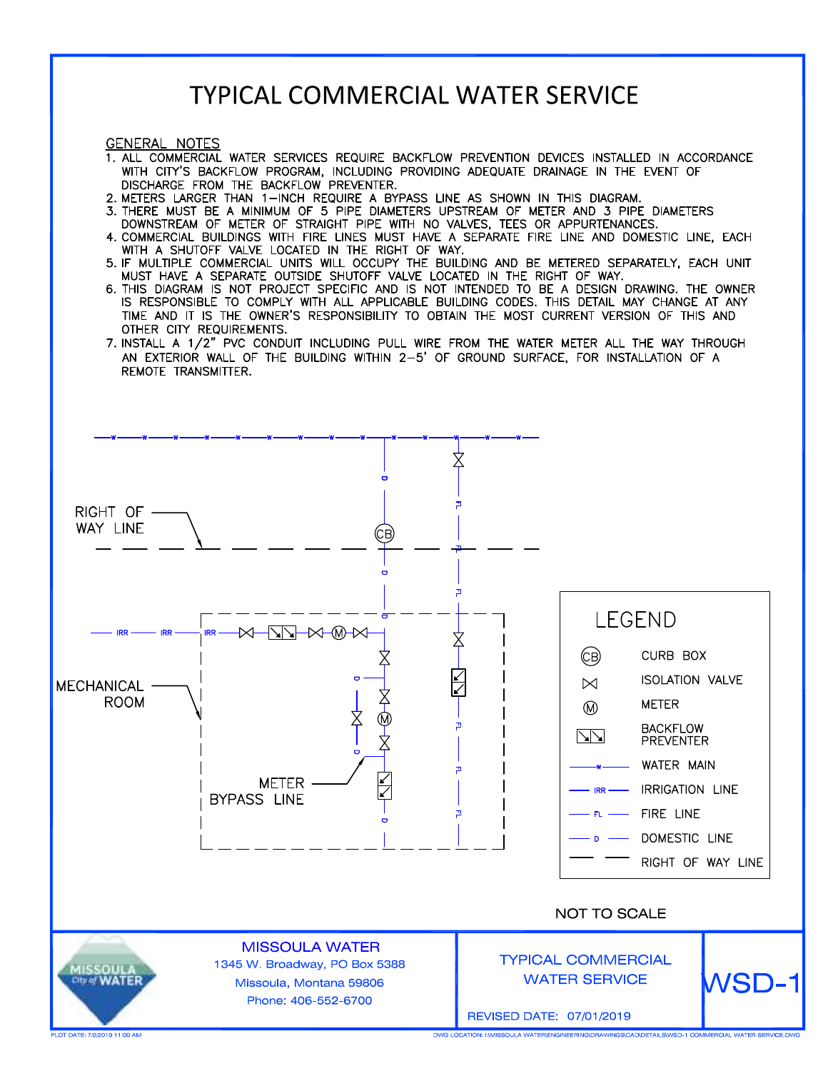# TYPICAL COMMERCIAL WATER SERVICE

GENERAL NOTES

1. ALL COMMERCIAL WATER SERVICES REQUIRE BACKFLOW PREVENTION DEVICES INSTALLED IN ACCORDANCE WITH CITY'S BACKFLOW PROGRAM, INCLUDING PROVIDING ADEQUATE DRAINAGE IN THE EVENT OF DISCHARGE FROM THE BACKFLOW PREVENTER.
2. METERS LARGER THAN 1-INCH REQUIRE A BYPASS LINE AS SHOWN IN THIS DIAGRAM.
3. THERE MUST BE A MINIMUM OF 5 PIPE DIAMETERS UPSTREAM OF METER AND 3 PIPE DIAMETERS DOWNSTREAM OF METER OF STRAIGHT PIPE WITH NO VALVES, TEES OR APPURTENANCES.
4. COMMERCIAL BUILDINGS WITH FIRE LINES MUST HAVE A SEPARATE FIRE LINE AND DOMESTIC LINE, EACH WITH A SHUTOFF VALVE LOCATED IN THE RIGHT OF WAY.
5. IF MULTIPLE COMMERCIAL UNITS WILL OCCUPY THE BUILDING AND BE METERED SEPARATELY, EACH UNIT MUST HAVE A SEPARATE OUTSIDE SHUTOFF VALVE LOCATED IN THE RIGHT OF WAY.
6. THIS DIAGRAM IS NOT PROJECT SPECIFIC AND IS NOT INTENDED TO BE A DESIGN DRAWING. THE OWNER IS RESPONSIBLE TO COMPLY WITH ALL APPLICABLE BUILDING CODES. THIS DETAIL MAY CHANGE AT ANY TIME AND IT IS THE OWNER'S RESPONSIBILITY TO OBTAIN THE MOST CURRENT VERSION OF THIS AND OTHER CITY REQUIREMENTS.
7. INSTALL A 1/2" PVC CONDUIT INCLUDING PULL WIRE FROM THE WATER METER ALL THE WAY THROUGH AN EXTERIOR WALL OF THE BUILDING WITHIN 2-5' OF GROUND SURFACE, FOR INSTALLATION OF A REMOTE TRANSMITTER.

RIGHT OF WAY LINE

MECHANICAL ROOM

METER BYPASS LINE

LEGEND

| Symbol | Description |
|---|---|
| CB | CURB BOX |
| ⋈ | ISOLATION VALVE |
| M | METER |
| ↘↘ | BACKFLOW PREVENTER |
| —W— | WATER MAIN |
| —IRR— | IRRIGATION LINE |
| —FL— | FIRE LINE |
| —D— | DOMESTIC LINE |
| — — | RIGHT OF WAY LINE |

NOT TO SCALE

MISSOULA WATER
1345 W. Broadway, PO Box 5388
Missoula, Montana 59806
Phone: 406-552-6700

TYPICAL COMMERCIAL WATER SERVICE

REVISED DATE: 07/01/2019

WSD-1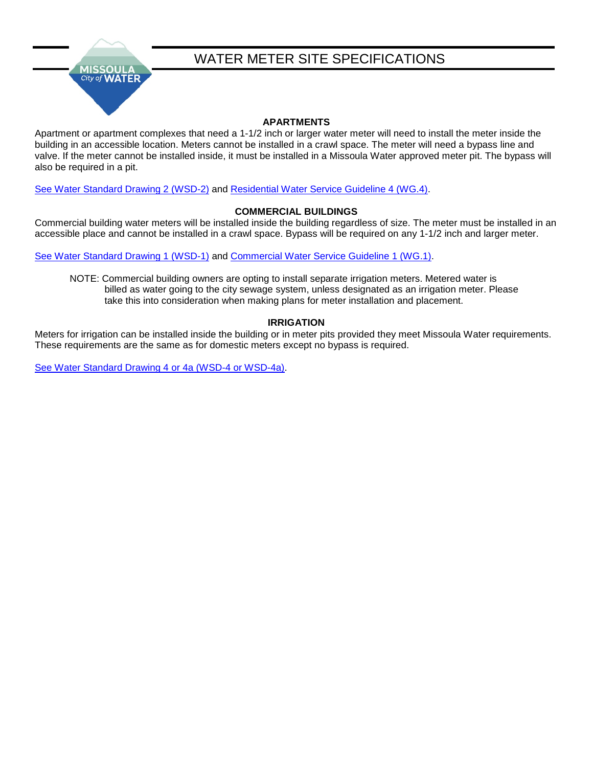# WATER METER SITE SPECIFICATIONS

## APARTMENTS

Apartment or apartment complexes that need a 1-1/2 inch or larger water meter will need to install the meter inside the building in an accessible location. Meters cannot be installed in a crawl space. The meter will need a bypass line and valve. If the meter cannot be installed inside, it must be installed in a Missoula Water approved meter pit. The bypass will also be required in a pit.

See Water Standard Drawing 2 (WSD-2) and Residential Water Service Guideline 4 (WG.4).

## COMMERCIAL BUILDINGS

Commercial building water meters will be installed inside the building regardless of size. The meter must be installed in an accessible place and cannot be installed in a crawl space. Bypass will be required on any 1-1/2 inch and larger meter.

See Water Standard Drawing 1 (WSD-1) and Commercial Water Service Guideline 1 (WG.1).

> NOTE: Commercial building owners are opting to install separate irrigation meters. Metered water is billed as water going to the city sewage system, unless designated as an irrigation meter. Please take this into consideration when making plans for meter installation and placement.

## IRRIGATION

Meters for irrigation can be installed inside the building or in meter pits provided they meet Missoula Water requirements. These requirements are the same as for domestic meters except no bypass is required.

See Water Standard Drawing 4 or 4a (WSD-4 or WSD-4a).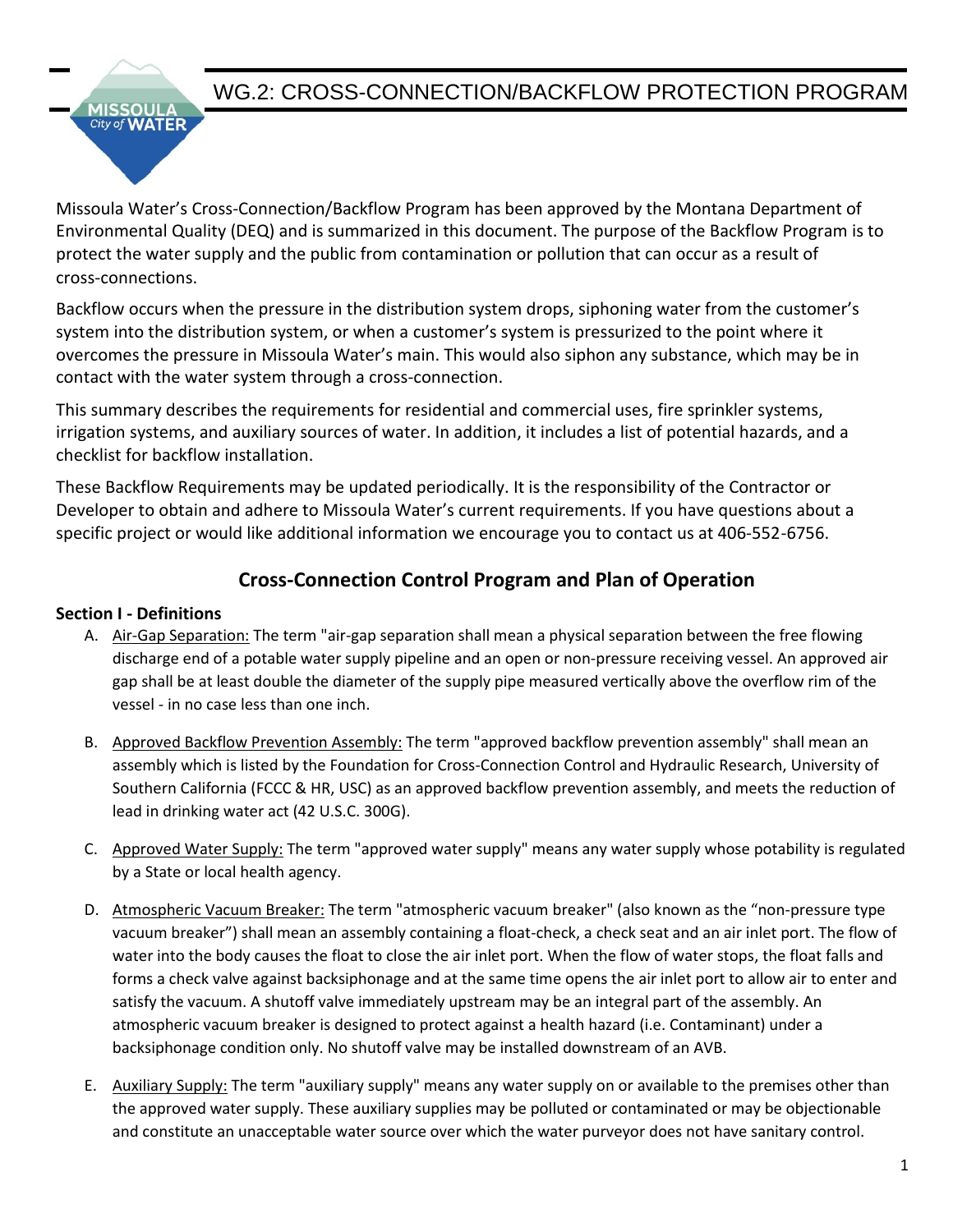# WG.2: CROSS-CONNECTION/BACKFLOW PROTECTION PROGRAM

Missoula Water's Cross-Connection/Backflow Program has been approved by the Montana Department of Environmental Quality (DEQ) and is summarized in this document. The purpose of the Backflow Program is to protect the water supply and the public from contamination or pollution that can occur as a result of cross-connections.

Backflow occurs when the pressure in the distribution system drops, siphoning water from the customer's system into the distribution system, or when a customer's system is pressurized to the point where it overcomes the pressure in Missoula Water's main. This would also siphon any substance, which may be in contact with the water system through a cross-connection.

This summary describes the requirements for residential and commercial uses, fire sprinkler systems, irrigation systems, and auxiliary sources of water. In addition, it includes a list of potential hazards, and a checklist for backflow installation.

These Backflow Requirements may be updated periodically. It is the responsibility of the Contractor or Developer to obtain and adhere to Missoula Water's current requirements. If you have questions about a specific project or would like additional information we encourage you to contact us at 406-552-6756.

## Cross-Connection Control Program and Plan of Operation

### Section I - Definitions

A. Air-Gap Separation: The term "air-gap separation shall mean a physical separation between the free flowing discharge end of a potable water supply pipeline and an open or non-pressure receiving vessel. An approved air gap shall be at least double the diameter of the supply pipe measured vertically above the overflow rim of the vessel - in no case less than one inch.

B. Approved Backflow Prevention Assembly: The term "approved backflow prevention assembly" shall mean an assembly which is listed by the Foundation for Cross-Connection Control and Hydraulic Research, University of Southern California (FCCC & HR, USC) as an approved backflow prevention assembly, and meets the reduction of lead in drinking water act (42 U.S.C. 300G).

C. Approved Water Supply: The term "approved water supply" means any water supply whose potability is regulated by a State or local health agency.

D. Atmospheric Vacuum Breaker: The term "atmospheric vacuum breaker" (also known as the "non-pressure type vacuum breaker") shall mean an assembly containing a float-check, a check seat and an air inlet port. The flow of water into the body causes the float to close the air inlet port. When the flow of water stops, the float falls and forms a check valve against backsiphonage and at the same time opens the air inlet port to allow air to enter and satisfy the vacuum. A shutoff valve immediately upstream may be an integral part of the assembly. An atmospheric vacuum breaker is designed to protect against a health hazard (i.e. Contaminant) under a backsiphonage condition only. No shutoff valve may be installed downstream of an AVB.

E. Auxiliary Supply: The term "auxiliary supply" means any water supply on or available to the premises other than the approved water supply. These auxiliary supplies may be polluted or contaminated or may be objectionable and constitute an unacceptable water source over which the water purveyor does not have sanitary control.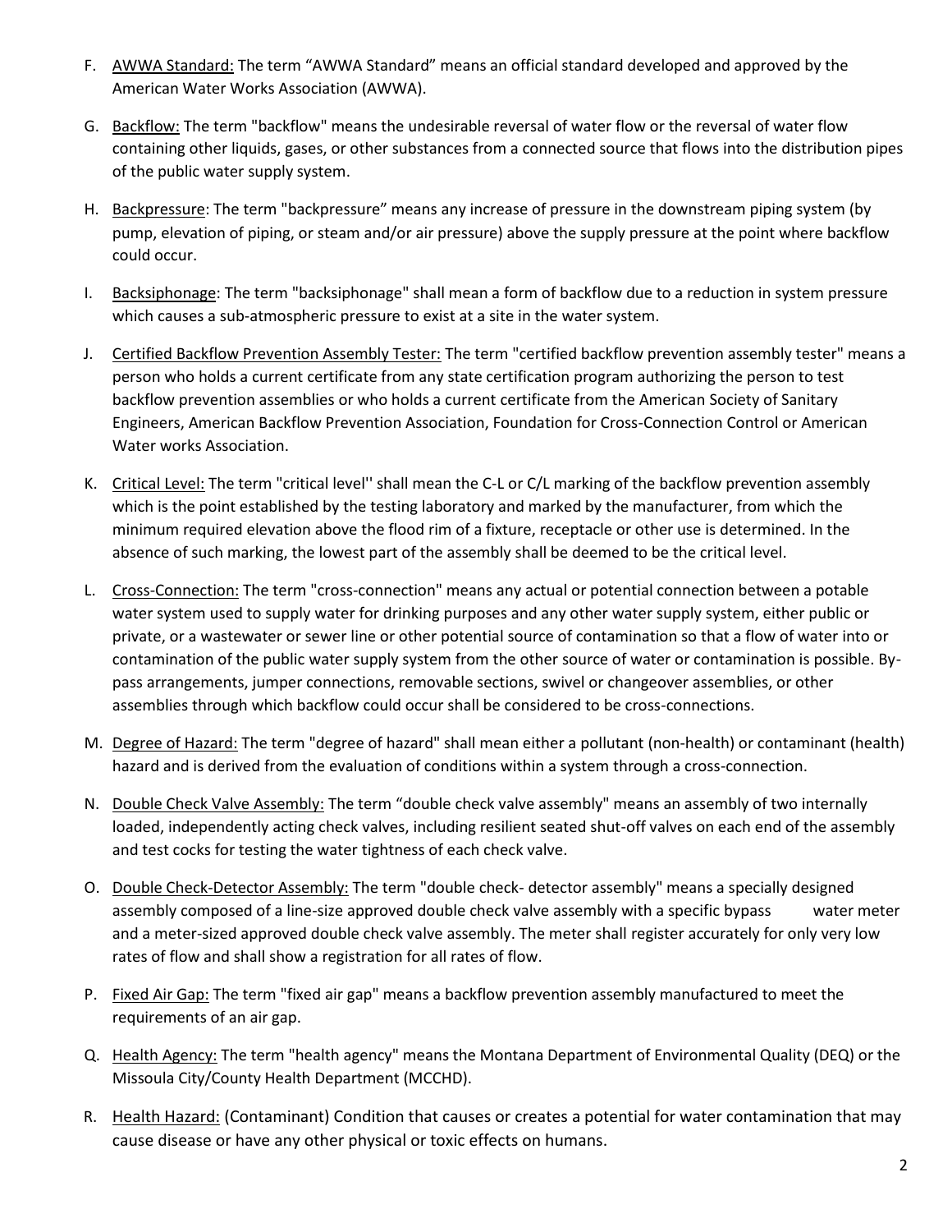F. <u>AWWA Standard:</u> The term “AWWA Standard” means an official standard developed and approved by the American Water Works Association (AWWA).

G. <u>Backflow:</u> The term "backflow" means the undesirable reversal of water flow or the reversal of water flow containing other liquids, gases, or other substances from a connected source that flows into the distribution pipes of the public water supply system.

H. <u>Backpressure</u>: The term "backpressure” means any increase of pressure in the downstream piping system (by pump, elevation of piping, or steam and/or air pressure) above the supply pressure at the point where backflow could occur.

I. <u>Backsiphonage</u>: The term "backsiphonage" shall mean a form of backflow due to a reduction in system pressure which causes a sub-atmospheric pressure to exist at a site in the water system.

J. <u>Certified Backflow Prevention Assembly Tester:</u> The term "certified backflow prevention assembly tester" means a person who holds a current certificate from any state certification program authorizing the person to test backflow prevention assemblies or who holds a current certificate from the American Society of Sanitary Engineers, American Backflow Prevention Association, Foundation for Cross-Connection Control or American Water works Association.

K. <u>Critical Level:</u> The term "critical level'' shall mean the C-L or C/L marking of the backflow prevention assembly which is the point established by the testing laboratory and marked by the manufacturer, from which the minimum required elevation above the flood rim of a fixture, receptacle or other use is determined. In the absence of such marking, the lowest part of the assembly shall be deemed to be the critical level.

L. <u>Cross-Connection:</u> The term "cross-connection" means any actual or potential connection between a potable water system used to supply water for drinking purposes and any other water supply system, either public or private, or a wastewater or sewer line or other potential source of contamination so that a flow of water into or contamination of the public water supply system from the other source of water or contamination is possible. By-pass arrangements, jumper connections, removable sections, swivel or changeover assemblies, or other assemblies through which backflow could occur shall be considered to be cross-connections.

M. <u>Degree of Hazard:</u> The term "degree of hazard" shall mean either a pollutant (non-health) or contaminant (health) hazard and is derived from the evaluation of conditions within a system through a cross-connection.

N. <u>Double Check Valve Assembly:</u> The term “double check valve assembly" means an assembly of two internally loaded, independently acting check valves, including resilient seated shut-off valves on each end of the assembly and test cocks for testing the water tightness of each check valve.

O. <u>Double Check-Detector Assembly:</u> The term "double check- detector assembly" means a specially designed assembly composed of a line-size approved double check valve assembly with a specific bypass water meter and a meter-sized approved double check valve assembly. The meter shall register accurately for only very low rates of flow and shall show a registration for all rates of flow.

P. <u>Fixed Air Gap:</u> The term "fixed air gap" means a backflow prevention assembly manufactured to meet the requirements of an air gap.

Q. <u>Health Agency:</u> The term "health agency" means the Montana Department of Environmental Quality (DEQ) or the Missoula City/County Health Department (MCCHD).

R. <u>Health Hazard:</u> (Contaminant) Condition that causes or creates a potential for water contamination that may cause disease or have any other physical or toxic effects on humans.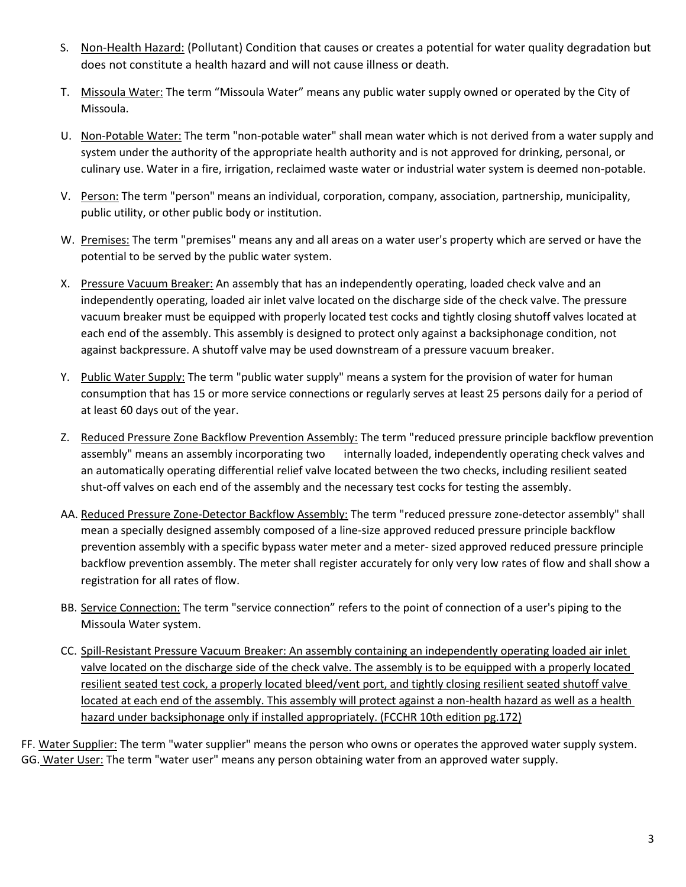S. Non-Health Hazard: (Pollutant) Condition that causes or creates a potential for water quality degradation but does not constitute a health hazard and will not cause illness or death.

T. Missoula Water: The term "Missoula Water" means any public water supply owned or operated by the City of Missoula.

U. Non-Potable Water: The term "non-potable water" shall mean water which is not derived from a water supply and system under the authority of the appropriate health authority and is not approved for drinking, personal, or culinary use. Water in a fire, irrigation, reclaimed waste water or industrial water system is deemed non-potable.

V. Person: The term "person" means an individual, corporation, company, association, partnership, municipality, public utility, or other public body or institution.

W. Premises: The term "premises" means any and all areas on a water user's property which are served or have the potential to be served by the public water system.

X. Pressure Vacuum Breaker: An assembly that has an independently operating, loaded check valve and an independently operating, loaded air inlet valve located on the discharge side of the check valve. The pressure vacuum breaker must be equipped with properly located test cocks and tightly closing shutoff valves located at each end of the assembly. This assembly is designed to protect only against a backsiphonage condition, not against backpressure. A shutoff valve may be used downstream of a pressure vacuum breaker.

Y. Public Water Supply: The term "public water supply" means a system for the provision of water for human consumption that has 15 or more service connections or regularly serves at least 25 persons daily for a period of at least 60 days out of the year.

Z. Reduced Pressure Zone Backflow Prevention Assembly: The term "reduced pressure principle backflow prevention assembly" means an assembly incorporating two internally loaded, independently operating check valves and an automatically operating differential relief valve located between the two checks, including resilient seated shut-off valves on each end of the assembly and the necessary test cocks for testing the assembly.

AA. Reduced Pressure Zone-Detector Backflow Assembly: The term "reduced pressure zone-detector assembly" shall mean a specially designed assembly composed of a line-size approved reduced pressure principle backflow prevention assembly with a specific bypass water meter and a meter- sized approved reduced pressure principle backflow prevention assembly. The meter shall register accurately for only very low rates of flow and shall show a registration for all rates of flow.

BB. Service Connection: The term "service connection" refers to the point of connection of a user's piping to the Missoula Water system.

CC. <u>Spill-Resistant Pressure Vacuum Breaker: An assembly containing an independently operating loaded air inlet valve located on the discharge side of the check valve. The assembly is to be equipped with a properly located resilient seated test cock, a properly located bleed/vent port, and tightly closing resilient seated shutoff valve located at each end of the assembly. This assembly will protect against a non-health hazard as well as a health hazard under backsiphonage only if installed appropriately. (FCCHR 10th edition pg.172)</u>

FF. Water Supplier: The term "water supplier" means the person who owns or operates the approved water supply system.

GG. Water User: The term "water user" means any person obtaining water from an approved water supply.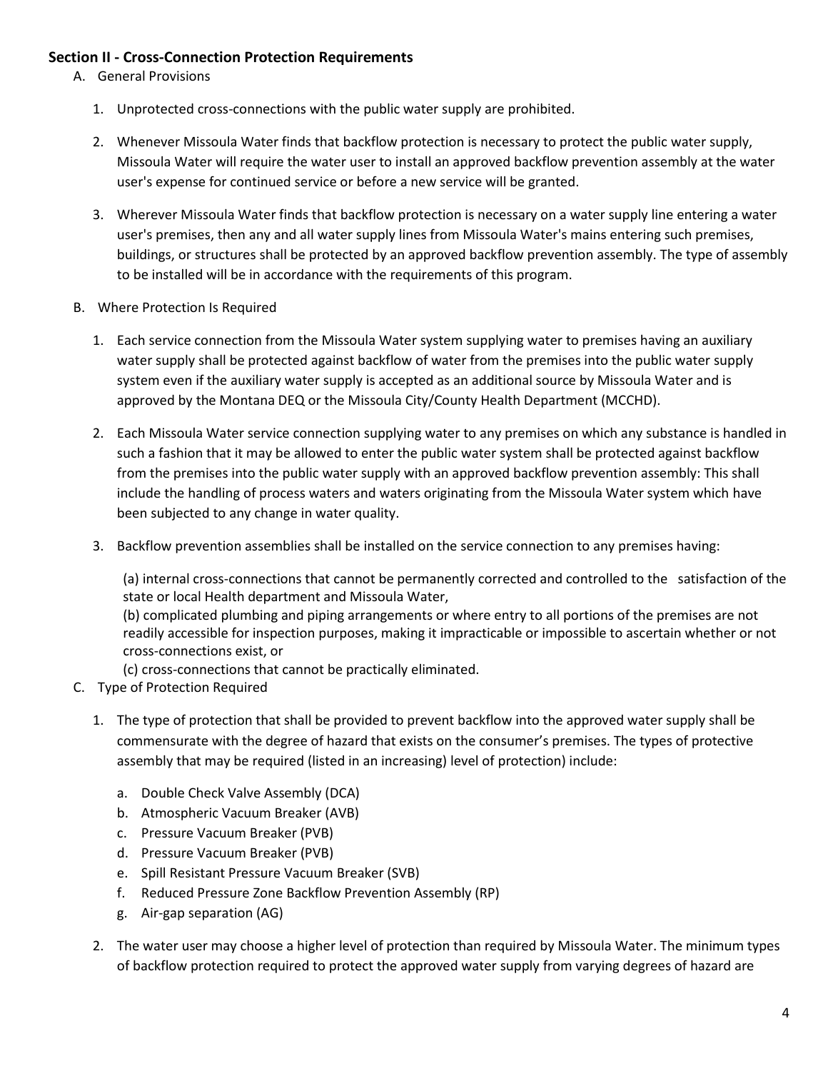### Section II - Cross-Connection Protection Requirements

A. General Provisions

1. Unprotected cross-connections with the public water supply are prohibited.

2. Whenever Missoula Water finds that backflow protection is necessary to protect the public water supply, Missoula Water will require the water user to install an approved backflow prevention assembly at the water user's expense for continued service or before a new service will be granted.

3. Wherever Missoula Water finds that backflow protection is necessary on a water supply line entering a water user's premises, then any and all water supply lines from Missoula Water's mains entering such premises, buildings, or structures shall be protected by an approved backflow prevention assembly. The type of assembly to be installed will be in accordance with the requirements of this program.

B. Where Protection Is Required

1. Each service connection from the Missoula Water system supplying water to premises having an auxiliary water supply shall be protected against backflow of water from the premises into the public water supply system even if the auxiliary water supply is accepted as an additional source by Missoula Water and is approved by the Montana DEQ or the Missoula City/County Health Department (MCCHD).

2. Each Missoula Water service connection supplying water to any premises on which any substance is handled in such a fashion that it may be allowed to enter the public water system shall be protected against backflow from the premises into the public water supply with an approved backflow prevention assembly: This shall include the handling of process waters and waters originating from the Missoula Water system which have been subjected to any change in water quality.

3. Backflow prevention assemblies shall be installed on the service connection to any premises having:

   (a) internal cross-connections that cannot be permanently corrected and controlled to the satisfaction of the state or local Health department and Missoula Water,
   (b) complicated plumbing and piping arrangements or where entry to all portions of the premises are not readily accessible for inspection purposes, making it impracticable or impossible to ascertain whether or not cross-connections exist, or
   (c) cross-connections that cannot be practically eliminated.

C. Type of Protection Required

1. The type of protection that shall be provided to prevent backflow into the approved water supply shall be commensurate with the degree of hazard that exists on the consumer's premises. The types of protective assembly that may be required (listed in an increasing) level of protection) include:

   a. Double Check Valve Assembly (DCA)
   b. Atmospheric Vacuum Breaker (AVB)
   c. Pressure Vacuum Breaker (PVB)
   d. Pressure Vacuum Breaker (PVB)
   e. Spill Resistant Pressure Vacuum Breaker (SVB)
   f. Reduced Pressure Zone Backflow Prevention Assembly (RP)
   g. Air-gap separation (AG)

2. The water user may choose a higher level of protection than required by Missoula Water. The minimum types of backflow protection required to protect the approved water supply from varying degrees of hazard are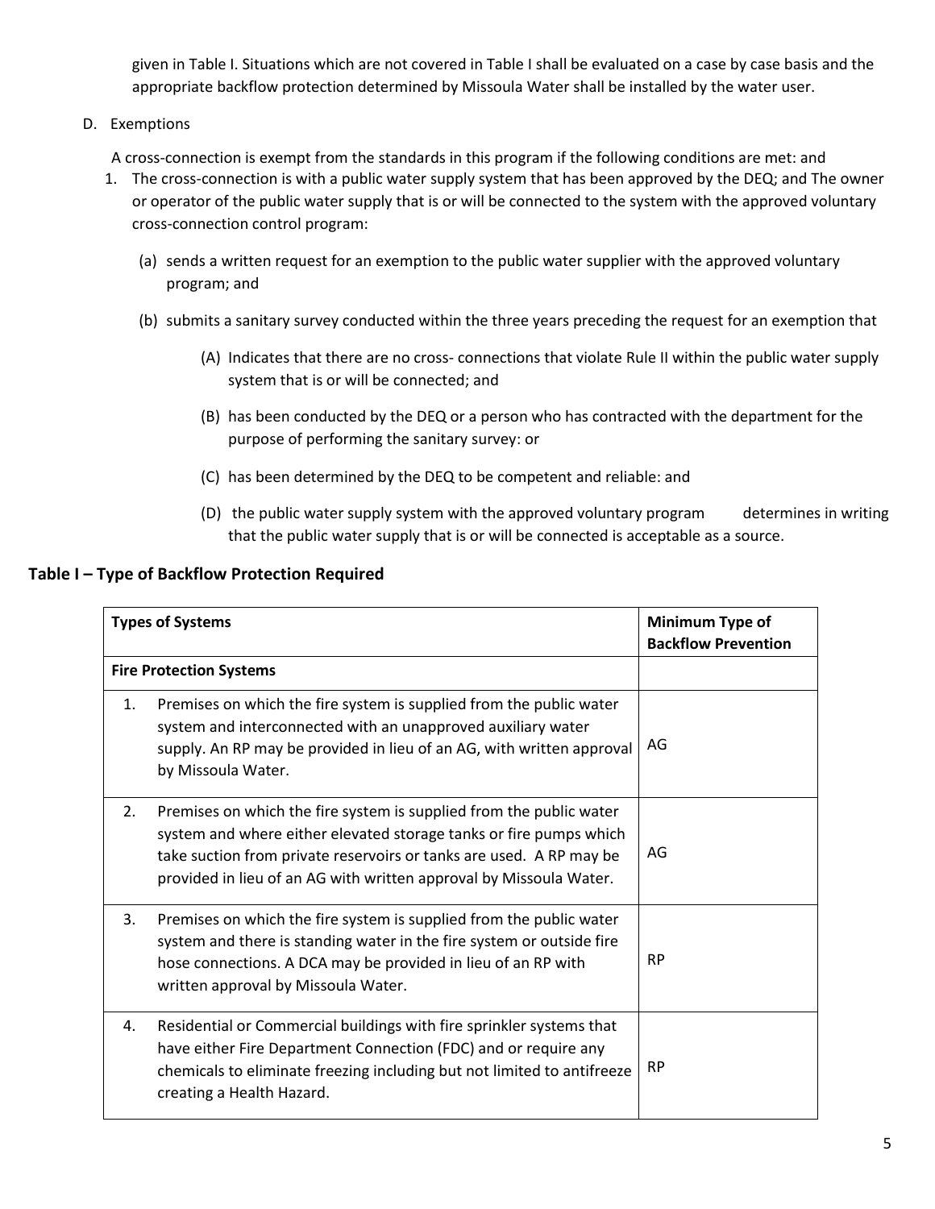given in Table I. Situations which are not covered in Table I shall be evaluated on a case by case basis and the appropriate backflow protection determined by Missoula Water shall be installed by the water user.

D. Exemptions

A cross-connection is exempt from the standards in this program if the following conditions are met: and

1. The cross-connection is with a public water supply system that has been approved by the DEQ; and The owner or operator of the public water supply that is or will be connected to the system with the approved voluntary cross-connection control program:

   (a) sends a written request for an exemption to the public water supplier with the approved voluntary program; and

   (b) submits a sanitary survey conducted within the three years preceding the request for an exemption that

      (A) Indicates that there are no cross- connections that violate Rule II within the public water supply system that is or will be connected; and

      (B) has been conducted by the DEQ or a person who has contracted with the department for the purpose of performing the sanitary survey: or

      (C) has been determined by the DEQ to be competent and reliable: and

      (D) the public water supply system with the approved voluntary program determines in writing that the public water supply that is or will be connected is acceptable as a source.

### Table I – Type of Backflow Protection Required

| Types of Systems | Minimum Type of Backflow Prevention |
|---|---|
| **Fire Protection Systems** | |
| 1. Premises on which the fire system is supplied from the public water system and interconnected with an unapproved auxiliary water supply. An RP may be provided in lieu of an AG, with written approval by Missoula Water. | AG |
| 2. Premises on which the fire system is supplied from the public water system and where either elevated storage tanks or fire pumps which take suction from private reservoirs or tanks are used. A RP may be provided in lieu of an AG with written approval by Missoula Water. | AG |
| 3. Premises on which the fire system is supplied from the public water system and there is standing water in the fire system or outside fire hose connections. A DCA may be provided in lieu of an RP with written approval by Missoula Water. | RP |
| 4. Residential or Commercial buildings with fire sprinkler systems that have either Fire Department Connection (FDC) and or require any chemicals to eliminate freezing including but not limited to antifreeze creating a Health Hazard. | RP |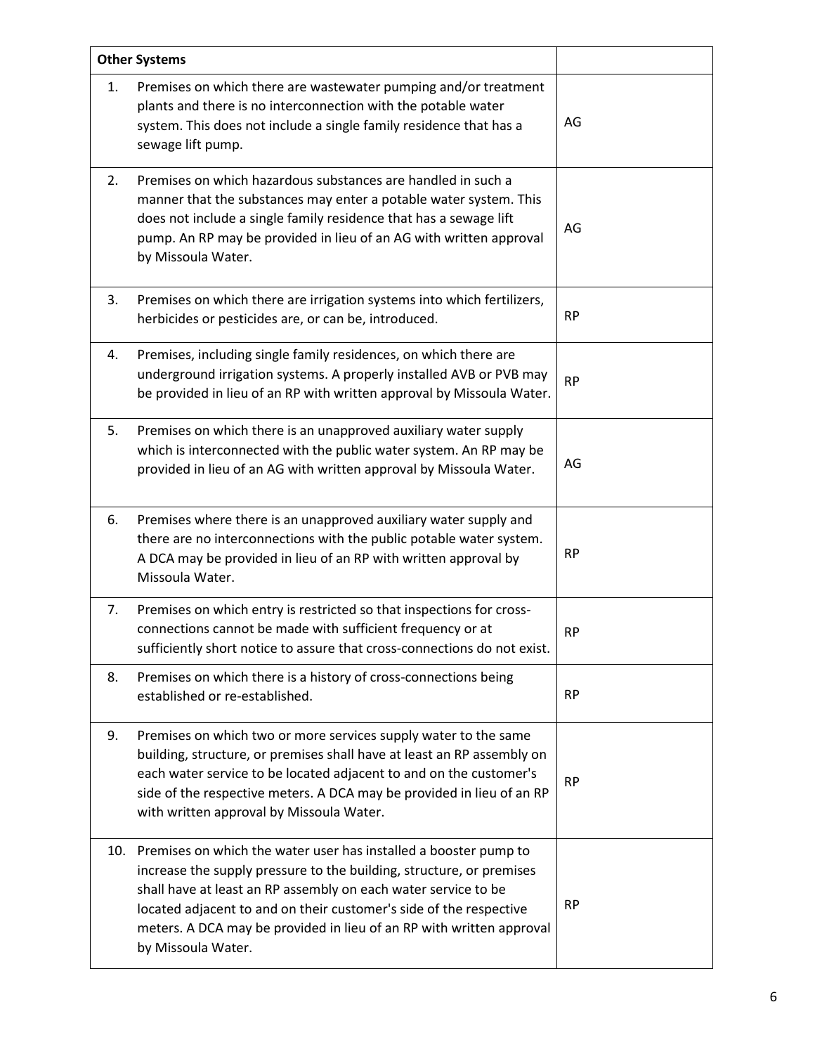| Other Systems | | |
|---|---|---|
| 1. | Premises on which there are wastewater pumping and/or treatment plants and there is no interconnection with the potable water system. This does not include a single family residence that has a sewage lift pump. | AG |
| 2. | Premises on which hazardous substances are handled in such a manner that the substances may enter a potable water system. This does not include a single family residence that has a sewage lift pump. An RP may be provided in lieu of an AG with written approval by Missoula Water. | AG |
| 3. | Premises on which there are irrigation systems into which fertilizers, herbicides or pesticides are, or can be, introduced. | RP |
| 4. | Premises, including single family residences, on which there are underground irrigation systems. A properly installed AVB or PVB may be provided in lieu of an RP with written approval by Missoula Water. | RP |
| 5. | Premises on which there is an unapproved auxiliary water supply which is interconnected with the public water system. An RP may be provided in lieu of an AG with written approval by Missoula Water. | AG |
| 6. | Premises where there is an unapproved auxiliary water supply and there are no interconnections with the public potable water system. A DCA may be provided in lieu of an RP with written approval by Missoula Water. | RP |
| 7. | Premises on which entry is restricted so that inspections for cross-connections cannot be made with sufficient frequency or at sufficiently short notice to assure that cross-connections do not exist. | RP |
| 8. | Premises on which there is a history of cross-connections being established or re-established. | RP |
| 9. | Premises on which two or more services supply water to the same building, structure, or premises shall have at least an RP assembly on each water service to be located adjacent to and on the customer's side of the respective meters. A DCA may be provided in lieu of an RP with written approval by Missoula Water. | RP |
| 10. | Premises on which the water user has installed a booster pump to increase the supply pressure to the building, structure, or premises shall have at least an RP assembly on each water service to be located adjacent to and on their customer's side of the respective meters. A DCA may be provided in lieu of an RP with written approval by Missoula Water. | RP |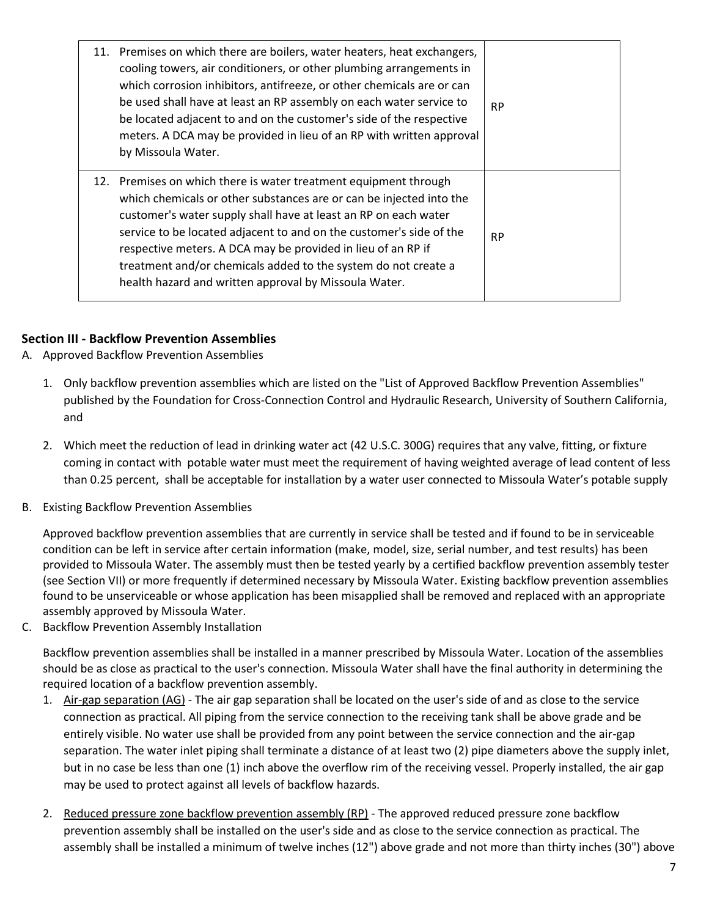| | |
|---|---|
| 11. Premises on which there are boilers, water heaters, heat exchangers, cooling towers, air conditioners, or other plumbing arrangements in which corrosion inhibitors, antifreeze, or other chemicals are or can be used shall have at least an RP assembly on each water service to be located adjacent to and on the customer's side of the respective meters. A DCA may be provided in lieu of an RP with written approval by Missoula Water. | RP |
| 12. Premises on which there is water treatment equipment through which chemicals or other substances are or can be injected into the customer's water supply shall have at least an RP on each water service to be located adjacent to and on the customer's side of the respective meters. A DCA may be provided in lieu of an RP if treatment and/or chemicals added to the system do not create a health hazard and written approval by Missoula Water. | RP |

### Section III - Backflow Prevention Assemblies

A. Approved Backflow Prevention Assemblies

1. Only backflow prevention assemblies which are listed on the "List of Approved Backflow Prevention Assemblies" published by the Foundation for Cross-Connection Control and Hydraulic Research, University of Southern California, and

2. Which meet the reduction of lead in drinking water act (42 U.S.C. 300G) requires that any valve, fitting, or fixture coming in contact with potable water must meet the requirement of having weighted average of lead content of less than 0.25 percent, shall be acceptable for installation by a water user connected to Missoula Water's potable supply

B. Existing Backflow Prevention Assemblies

Approved backflow prevention assemblies that are currently in service shall be tested and if found to be in serviceable condition can be left in service after certain information (make, model, size, serial number, and test results) has been provided to Missoula Water. The assembly must then be tested yearly by a certified backflow prevention assembly tester (see Section VII) or more frequently if determined necessary by Missoula Water. Existing backflow prevention assemblies found to be unserviceable or whose application has been misapplied shall be removed and replaced with an appropriate assembly approved by Missoula Water.

C. Backflow Prevention Assembly Installation

Backflow prevention assemblies shall be installed in a manner prescribed by Missoula Water. Location of the assemblies should be as close as practical to the user's connection. Missoula Water shall have the final authority in determining the required location of a backflow prevention assembly.

1. Air-gap separation (AG) - The air gap separation shall be located on the user's side of and as close to the service connection as practical. All piping from the service connection to the receiving tank shall be above grade and be entirely visible. No water use shall be provided from any point between the service connection and the air-gap separation. The water inlet piping shall terminate a distance of at least two (2) pipe diameters above the supply inlet, but in no case be less than one (1) inch above the overflow rim of the receiving vessel. Properly installed, the air gap may be used to protect against all levels of backflow hazards.

2. Reduced pressure zone backflow prevention assembly (RP) - The approved reduced pressure zone backflow prevention assembly shall be installed on the user's side and as close to the service connection as practical. The assembly shall be installed a minimum of twelve inches (12") above grade and not more than thirty inches (30") above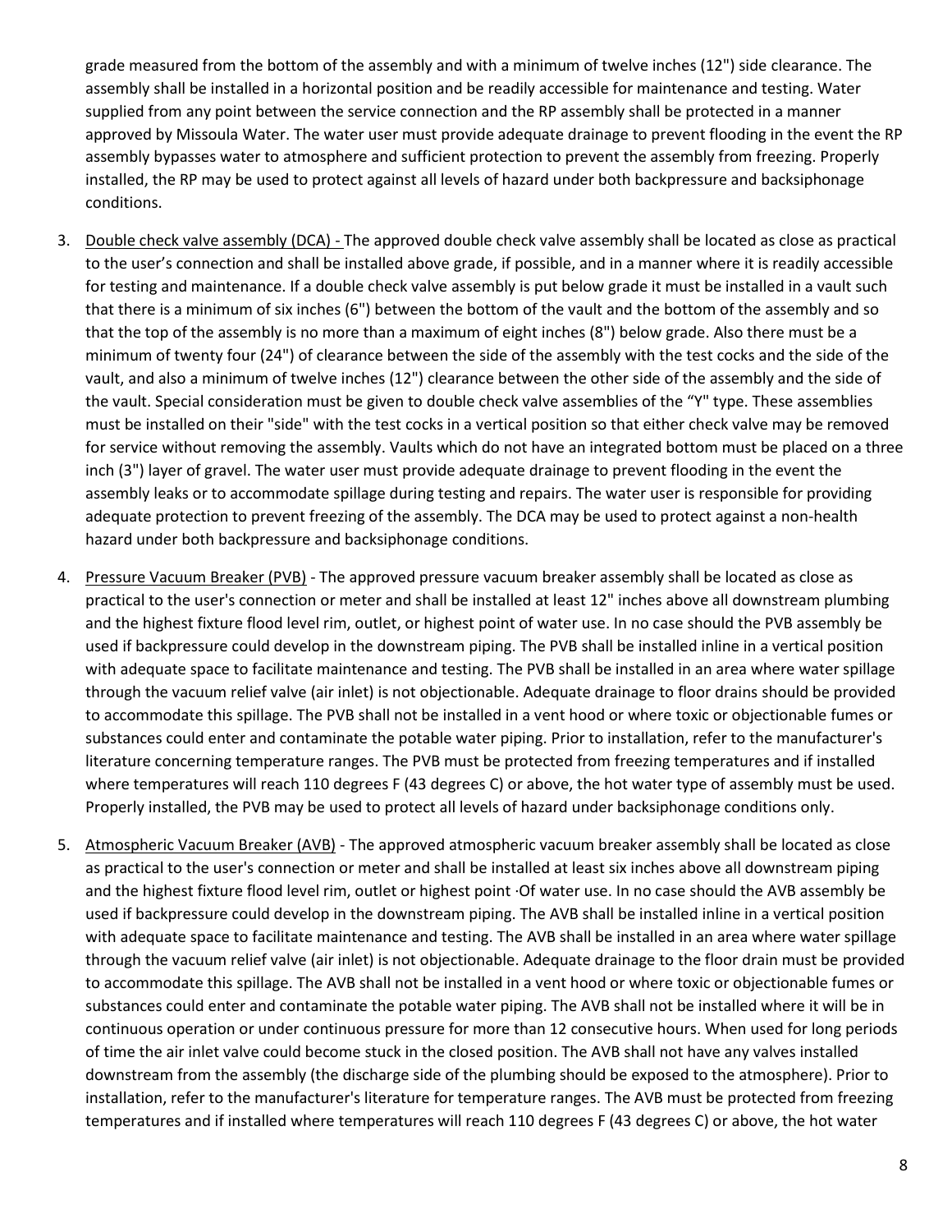grade measured from the bottom of the assembly and with a minimum of twelve inches (12") side clearance. The assembly shall be installed in a horizontal position and be readily accessible for maintenance and testing. Water supplied from any point between the service connection and the RP assembly shall be protected in a manner approved by Missoula Water. The water user must provide adequate drainage to prevent flooding in the event the RP assembly bypasses water to atmosphere and sufficient protection to prevent the assembly from freezing. Properly installed, the RP may be used to protect against all levels of hazard under both backpressure and backsiphonage conditions.

3. Double check valve assembly (DCA) - The approved double check valve assembly shall be located as close as practical to the user's connection and shall be installed above grade, if possible, and in a manner where it is readily accessible for testing and maintenance. If a double check valve assembly is put below grade it must be installed in a vault such that there is a minimum of six inches (6") between the bottom of the vault and the bottom of the assembly and so that the top of the assembly is no more than a maximum of eight inches (8") below grade. Also there must be a minimum of twenty four (24") of clearance between the side of the assembly with the test cocks and the side of the vault, and also a minimum of twelve inches (12") clearance between the other side of the assembly and the side of the vault. Special consideration must be given to double check valve assemblies of the "Y" type. These assemblies must be installed on their "side" with the test cocks in a vertical position so that either check valve may be removed for service without removing the assembly. Vaults which do not have an integrated bottom must be placed on a three inch (3") layer of gravel. The water user must provide adequate drainage to prevent flooding in the event the assembly leaks or to accommodate spillage during testing and repairs. The water user is responsible for providing adequate protection to prevent freezing of the assembly. The DCA may be used to protect against a non-health hazard under both backpressure and backsiphonage conditions.

4. Pressure Vacuum Breaker (PVB) - The approved pressure vacuum breaker assembly shall be located as close as practical to the user's connection or meter and shall be installed at least 12" inches above all downstream plumbing and the highest fixture flood level rim, outlet, or highest point of water use. In no case should the PVB assembly be used if backpressure could develop in the downstream piping. The PVB shall be installed inline in a vertical position with adequate space to facilitate maintenance and testing. The PVB shall be installed in an area where water spillage through the vacuum relief valve (air inlet) is not objectionable. Adequate drainage to floor drains should be provided to accommodate this spillage. The PVB shall not be installed in a vent hood or where toxic or objectionable fumes or substances could enter and contaminate the potable water piping. Prior to installation, refer to the manufacturer's literature concerning temperature ranges. The PVB must be protected from freezing temperatures and if installed where temperatures will reach 110 degrees F (43 degrees C) or above, the hot water type of assembly must be used. Properly installed, the PVB may be used to protect all levels of hazard under backsiphonage conditions only.

5. Atmospheric Vacuum Breaker (AVB) - The approved atmospheric vacuum breaker assembly shall be located as close as practical to the user's connection or meter and shall be installed at least six inches above all downstream piping and the highest fixture flood level rim, outlet or highest point ·Of water use. In no case should the AVB assembly be used if backpressure could develop in the downstream piping. The AVB shall be installed inline in a vertical position with adequate space to facilitate maintenance and testing. The AVB shall be installed in an area where water spillage through the vacuum relief valve (air inlet) is not objectionable. Adequate drainage to the floor drain must be provided to accommodate this spillage. The AVB shall not be installed in a vent hood or where toxic or objectionable fumes or substances could enter and contaminate the potable water piping. The AVB shall not be installed where it will be in continuous operation or under continuous pressure for more than 12 consecutive hours. When used for long periods of time the air inlet valve could become stuck in the closed position. The AVB shall not have any valves installed downstream from the assembly (the discharge side of the plumbing should be exposed to the atmosphere). Prior to installation, refer to the manufacturer's literature for temperature ranges. The AVB must be protected from freezing temperatures and if installed where temperatures will reach 110 degrees F (43 degrees C) or above, the hot water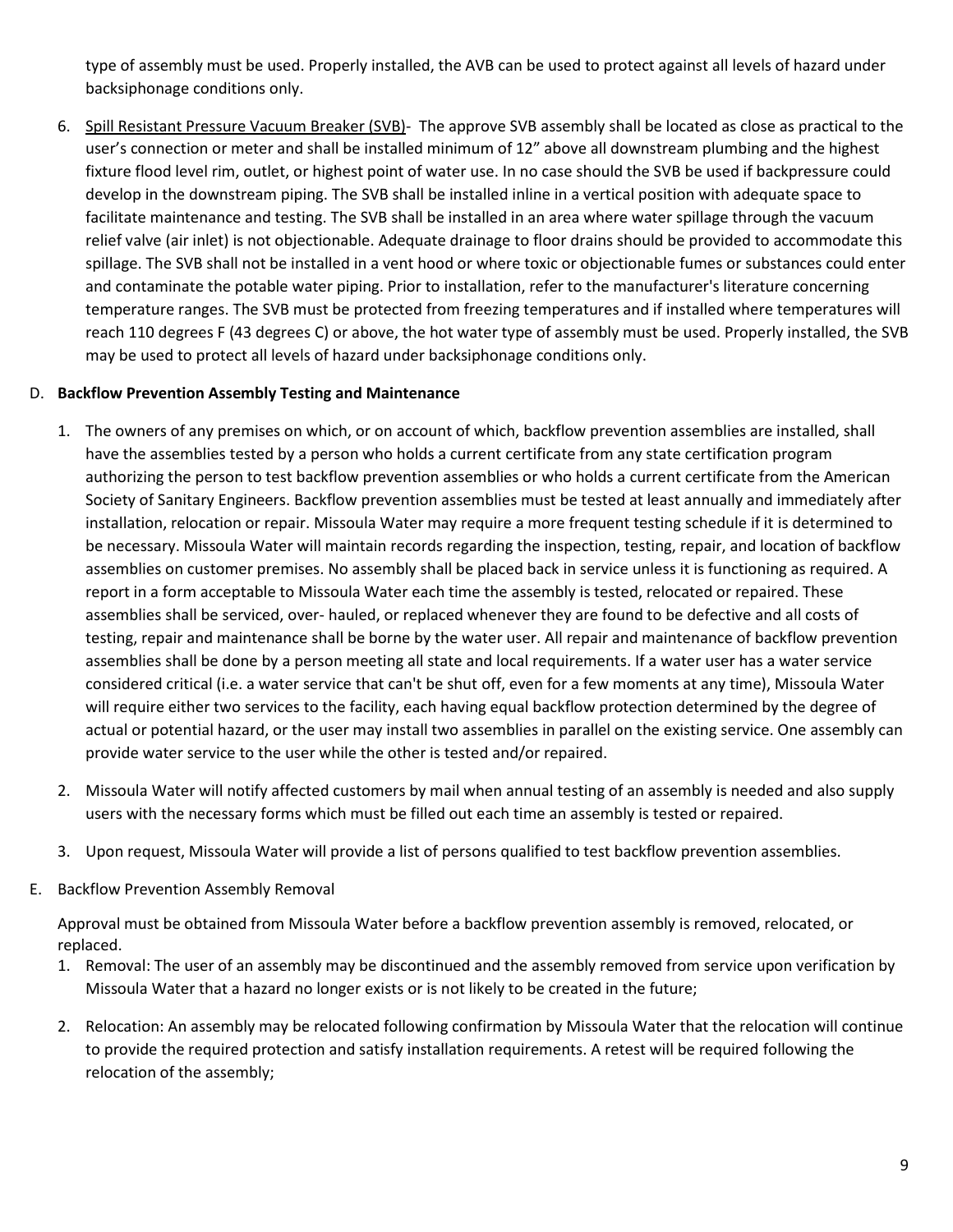type of assembly must be used. Properly installed, the AVB can be used to protect against all levels of hazard under backsiphonage conditions only.

6. Spill Resistant Pressure Vacuum Breaker (SVB)- The approve SVB assembly shall be located as close as practical to the user's connection or meter and shall be installed minimum of 12" above all downstream plumbing and the highest fixture flood level rim, outlet, or highest point of water use. In no case should the SVB be used if backpressure could develop in the downstream piping. The SVB shall be installed inline in a vertical position with adequate space to facilitate maintenance and testing. The SVB shall be installed in an area where water spillage through the vacuum relief valve (air inlet) is not objectionable. Adequate drainage to floor drains should be provided to accommodate this spillage. The SVB shall not be installed in a vent hood or where toxic or objectionable fumes or substances could enter and contaminate the potable water piping. Prior to installation, refer to the manufacturer's literature concerning temperature ranges. The SVB must be protected from freezing temperatures and if installed where temperatures will reach 110 degrees F (43 degrees C) or above, the hot water type of assembly must be used. Properly installed, the SVB may be used to protect all levels of hazard under backsiphonage conditions only.

D. **Backflow Prevention Assembly Testing and Maintenance**

1. The owners of any premises on which, or on account of which, backflow prevention assemblies are installed, shall have the assemblies tested by a person who holds a current certificate from any state certification program authorizing the person to test backflow prevention assemblies or who holds a current certificate from the American Society of Sanitary Engineers. Backflow prevention assemblies must be tested at least annually and immediately after installation, relocation or repair. Missoula Water may require a more frequent testing schedule if it is determined to be necessary. Missoula Water will maintain records regarding the inspection, testing, repair, and location of backflow assemblies on customer premises. No assembly shall be placed back in service unless it is functioning as required. A report in a form acceptable to Missoula Water each time the assembly is tested, relocated or repaired. These assemblies shall be serviced, over- hauled, or replaced whenever they are found to be defective and all costs of testing, repair and maintenance shall be borne by the water user. All repair and maintenance of backflow prevention assemblies shall be done by a person meeting all state and local requirements. If a water user has a water service considered critical (i.e. a water service that can't be shut off, even for a few moments at any time), Missoula Water will require either two services to the facility, each having equal backflow protection determined by the degree of actual or potential hazard, or the user may install two assemblies in parallel on the existing service. One assembly can provide water service to the user while the other is tested and/or repaired.

2. Missoula Water will notify affected customers by mail when annual testing of an assembly is needed and also supply users with the necessary forms which must be filled out each time an assembly is tested or repaired.

3. Upon request, Missoula Water will provide a list of persons qualified to test backflow prevention assemblies.

E. Backflow Prevention Assembly Removal

Approval must be obtained from Missoula Water before a backflow prevention assembly is removed, relocated, or replaced.

1. Removal: The user of an assembly may be discontinued and the assembly removed from service upon verification by Missoula Water that a hazard no longer exists or is not likely to be created in the future;

2. Relocation: An assembly may be relocated following confirmation by Missoula Water that the relocation will continue to provide the required protection and satisfy installation requirements. A retest will be required following the relocation of the assembly;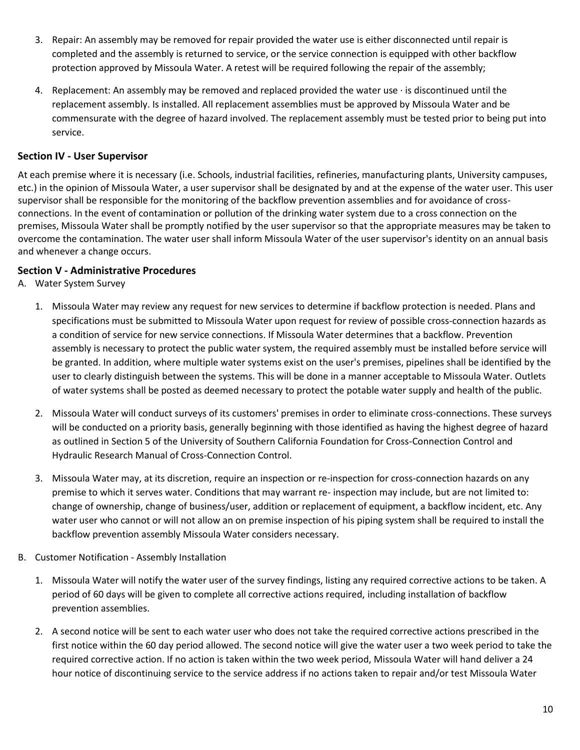3. Repair: An assembly may be removed for repair provided the water use is either disconnected until repair is completed and the assembly is returned to service, or the service connection is equipped with other backflow protection approved by Missoula Water. A retest will be required following the repair of the assembly;

4. Replacement: An assembly may be removed and replaced provided the water use · is discontinued until the replacement assembly. Is installed. All replacement assemblies must be approved by Missoula Water and be commensurate with the degree of hazard involved. The replacement assembly must be tested prior to being put into service.

## Section IV - User Supervisor

At each premise where it is necessary (i.e. Schools, industrial facilities, refineries, manufacturing plants, University campuses, etc.) in the opinion of Missoula Water, a user supervisor shall be designated by and at the expense of the water user. This user supervisor shall be responsible for the monitoring of the backflow prevention assemblies and for avoidance of cross-connections. In the event of contamination or pollution of the drinking water system due to a cross connection on the premises, Missoula Water shall be promptly notified by the user supervisor so that the appropriate measures may be taken to overcome the contamination. The water user shall inform Missoula Water of the user supervisor's identity on an annual basis and whenever a change occurs.

## Section V - Administrative Procedures

A. Water System Survey

1. Missoula Water may review any request for new services to determine if backflow protection is needed. Plans and specifications must be submitted to Missoula Water upon request for review of possible cross-connection hazards as a condition of service for new service connections. If Missoula Water determines that a backflow. Prevention assembly is necessary to protect the public water system, the required assembly must be installed before service will be granted. In addition, where multiple water systems exist on the user's premises, pipelines shall be identified by the user to clearly distinguish between the systems. This will be done in a manner acceptable to Missoula Water. Outlets of water systems shall be posted as deemed necessary to protect the potable water supply and health of the public.

2. Missoula Water will conduct surveys of its customers' premises in order to eliminate cross-connections. These surveys will be conducted on a priority basis, generally beginning with those identified as having the highest degree of hazard as outlined in Section 5 of the University of Southern California Foundation for Cross-Connection Control and Hydraulic Research Manual of Cross-Connection Control.

3. Missoula Water may, at its discretion, require an inspection or re-inspection for cross-connection hazards on any premise to which it serves water. Conditions that may warrant re- inspection may include, but are not limited to: change of ownership, change of business/user, addition or replacement of equipment, a backflow incident, etc. Any water user who cannot or will not allow an on premise inspection of his piping system shall be required to install the backflow prevention assembly Missoula Water considers necessary.

B. Customer Notification - Assembly Installation

1. Missoula Water will notify the water user of the survey findings, listing any required corrective actions to be taken. A period of 60 days will be given to complete all corrective actions required, including installation of backflow prevention assemblies.

2. A second notice will be sent to each water user who does not take the required corrective actions prescribed in the first notice within the 60 day period allowed. The second notice will give the water user a two week period to take the required corrective action. If no action is taken within the two week period, Missoula Water will hand deliver a 24 hour notice of discontinuing service to the service address if no actions taken to repair and/or test Missoula Water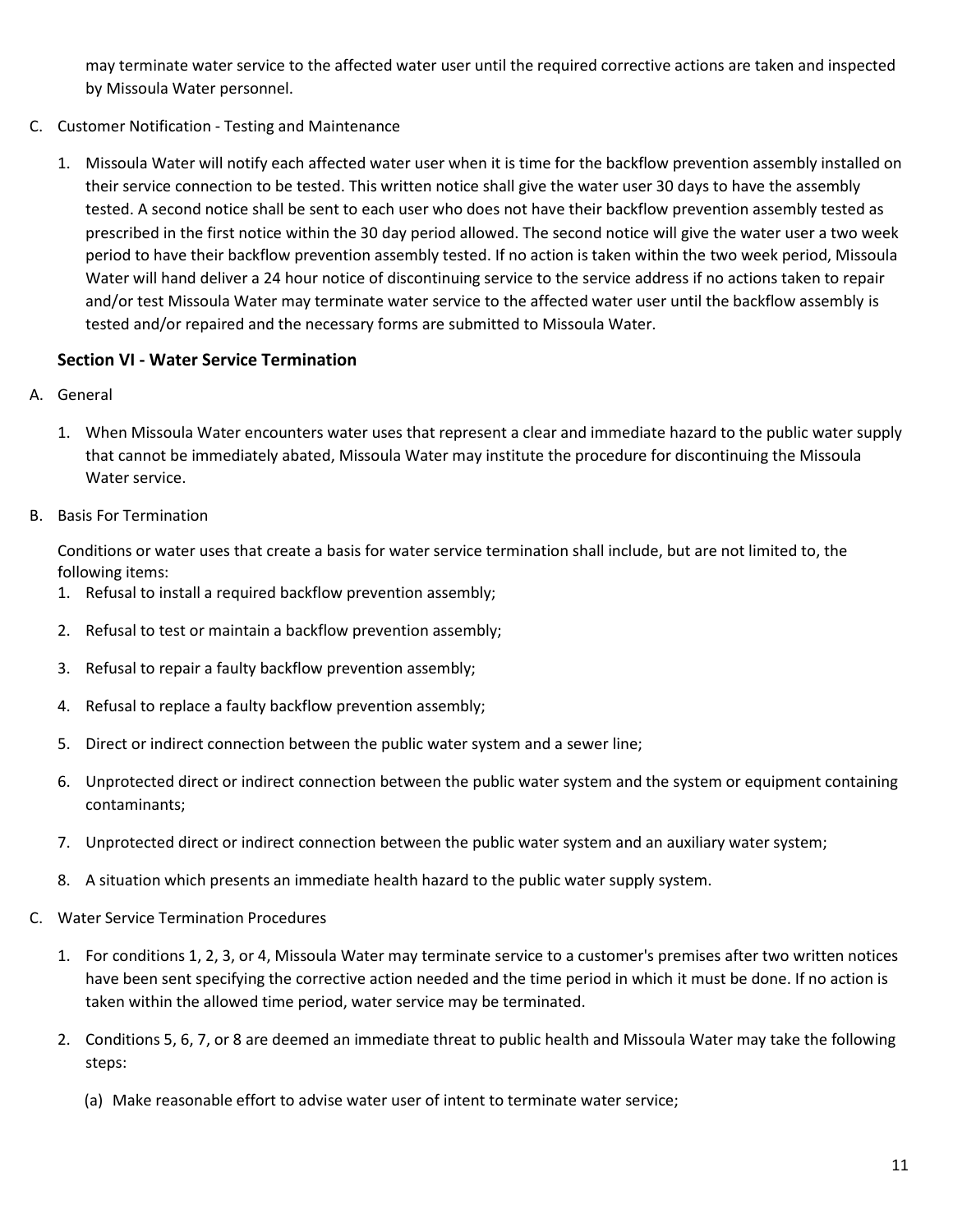may terminate water service to the affected water user until the required corrective actions are taken and inspected by Missoula Water personnel.

C. Customer Notification - Testing and Maintenance

1. Missoula Water will notify each affected water user when it is time for the backflow prevention assembly installed on their service connection to be tested. This written notice shall give the water user 30 days to have the assembly tested. A second notice shall be sent to each user who does not have their backflow prevention assembly tested as prescribed in the first notice within the 30 day period allowed. The second notice will give the water user a two week period to have their backflow prevention assembly tested. If no action is taken within the two week period, Missoula Water will hand deliver a 24 hour notice of discontinuing service to the service address if no actions taken to repair and/or test Missoula Water may terminate water service to the affected water user until the backflow assembly is tested and/or repaired and the necessary forms are submitted to Missoula Water.

### Section VI - Water Service Termination

A. General

1. When Missoula Water encounters water uses that represent a clear and immediate hazard to the public water supply that cannot be immediately abated, Missoula Water may institute the procedure for discontinuing the Missoula Water service.

B. Basis For Termination

Conditions or water uses that create a basis for water service termination shall include, but are not limited to, the following items:

1. Refusal to install a required backflow prevention assembly;
2. Refusal to test or maintain a backflow prevention assembly;
3. Refusal to repair a faulty backflow prevention assembly;
4. Refusal to replace a faulty backflow prevention assembly;
5. Direct or indirect connection between the public water system and a sewer line;
6. Unprotected direct or indirect connection between the public water system and the system or equipment containing contaminants;
7. Unprotected direct or indirect connection between the public water system and an auxiliary water system;
8. A situation which presents an immediate health hazard to the public water supply system.

C. Water Service Termination Procedures

1. For conditions 1, 2, 3, or 4, Missoula Water may terminate service to a customer's premises after two written notices have been sent specifying the corrective action needed and the time period in which it must be done. If no action is taken within the allowed time period, water service may be terminated.
2. Conditions 5, 6, 7, or 8 are deemed an immediate threat to public health and Missoula Water may take the following steps:

   (a) Make reasonable effort to advise water user of intent to terminate water service;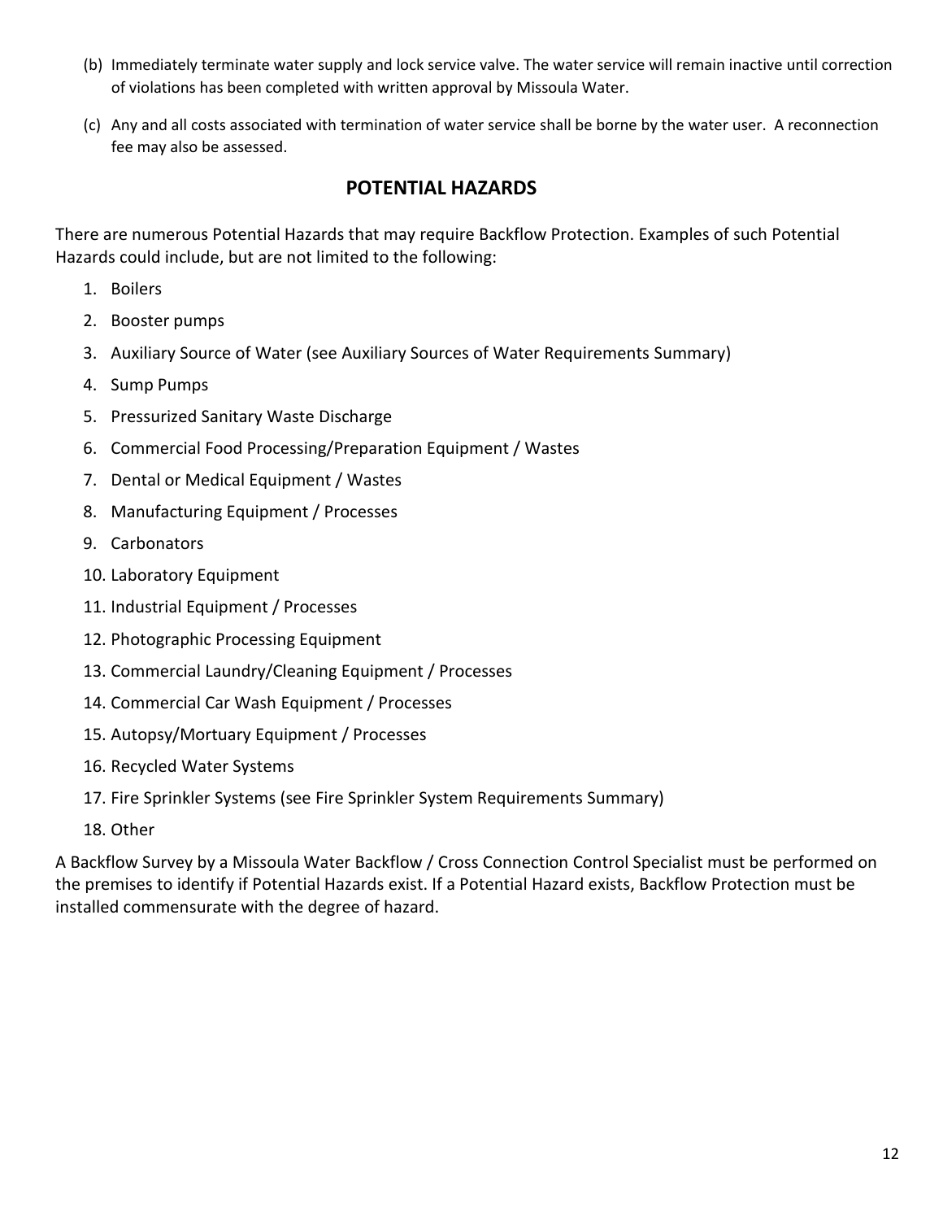(b) Immediately terminate water supply and lock service valve. The water service will remain inactive until correction of violations has been completed with written approval by Missoula Water.

(c) Any and all costs associated with termination of water service shall be borne by the water user. A reconnection fee may also be assessed.

## POTENTIAL HAZARDS

There are numerous Potential Hazards that may require Backflow Protection. Examples of such Potential Hazards could include, but are not limited to the following:

1. Boilers
2. Booster pumps
3. Auxiliary Source of Water (see Auxiliary Sources of Water Requirements Summary)
4. Sump Pumps
5. Pressurized Sanitary Waste Discharge
6. Commercial Food Processing/Preparation Equipment / Wastes
7. Dental or Medical Equipment / Wastes
8. Manufacturing Equipment / Processes
9. Carbonators
10. Laboratory Equipment
11. Industrial Equipment / Processes
12. Photographic Processing Equipment
13. Commercial Laundry/Cleaning Equipment / Processes
14. Commercial Car Wash Equipment / Processes
15. Autopsy/Mortuary Equipment / Processes
16. Recycled Water Systems
17. Fire Sprinkler Systems (see Fire Sprinkler System Requirements Summary)
18. Other

A Backflow Survey by a Missoula Water Backflow / Cross Connection Control Specialist must be performed on the premises to identify if Potential Hazards exist. If a Potential Hazard exists, Backflow Protection must be installed commensurate with the degree of hazard.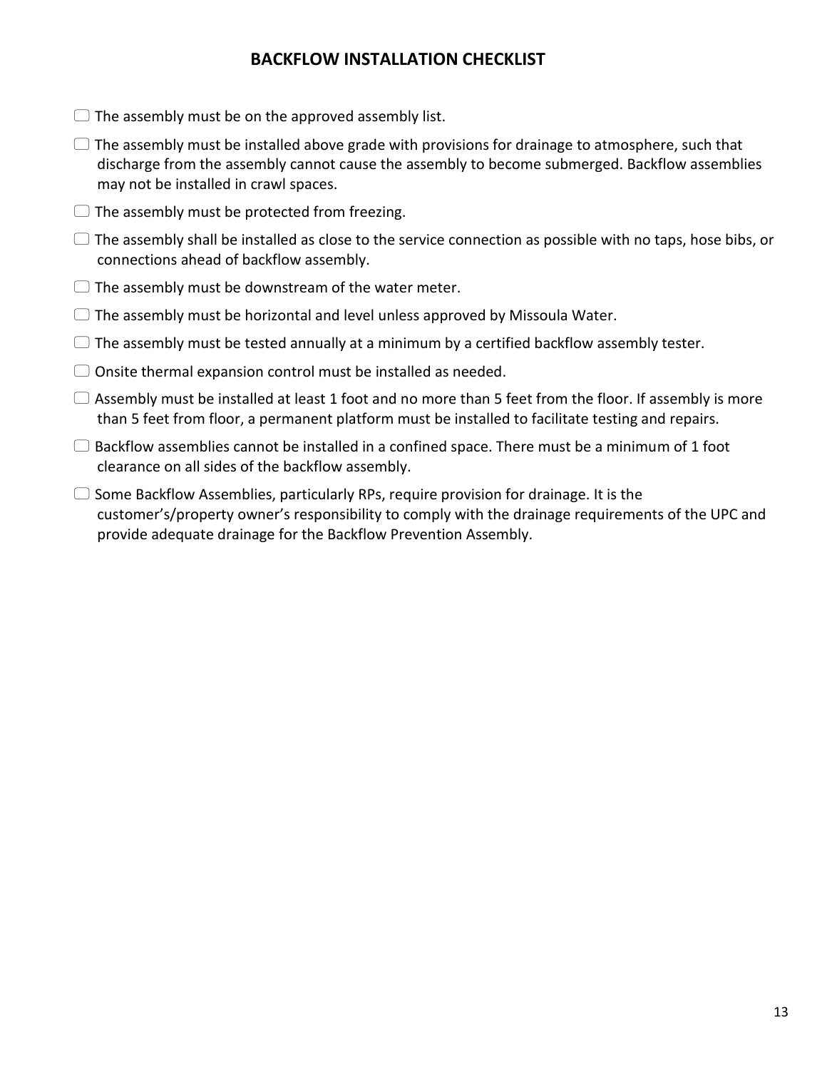## BACKFLOW INSTALLATION CHECKLIST

- ☐ The assembly must be on the approved assembly list.
- ☐ The assembly must be installed above grade with provisions for drainage to atmosphere, such that discharge from the assembly cannot cause the assembly to become submerged. Backflow assemblies may not be installed in crawl spaces.
- ☐ The assembly must be protected from freezing.
- ☐ The assembly shall be installed as close to the service connection as possible with no taps, hose bibs, or connections ahead of backflow assembly.
- ☐ The assembly must be downstream of the water meter.
- ☐ The assembly must be horizontal and level unless approved by Missoula Water.
- ☐ The assembly must be tested annually at a minimum by a certified backflow assembly tester.
- ☐ Onsite thermal expansion control must be installed as needed.
- ☐ Assembly must be installed at least 1 foot and no more than 5 feet from the floor. If assembly is more than 5 feet from floor, a permanent platform must be installed to facilitate testing and repairs.
- ☐ Backflow assemblies cannot be installed in a confined space. There must be a minimum of 1 foot clearance on all sides of the backflow assembly.
- ☐ Some Backflow Assemblies, particularly RPs, require provision for drainage. It is the customer's/property owner's responsibility to comply with the drainage requirements of the UPC and provide adequate drainage for the Backflow Prevention Assembly.